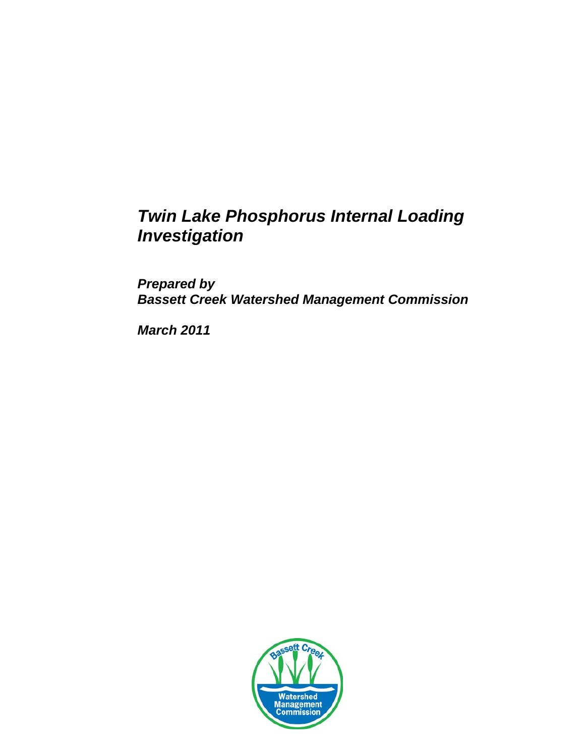# *Twin Lake Phosphorus Internal Loading Investigation*

***Prepared by***
***Bassett Creek Watershed Management Commission***

***March 2011***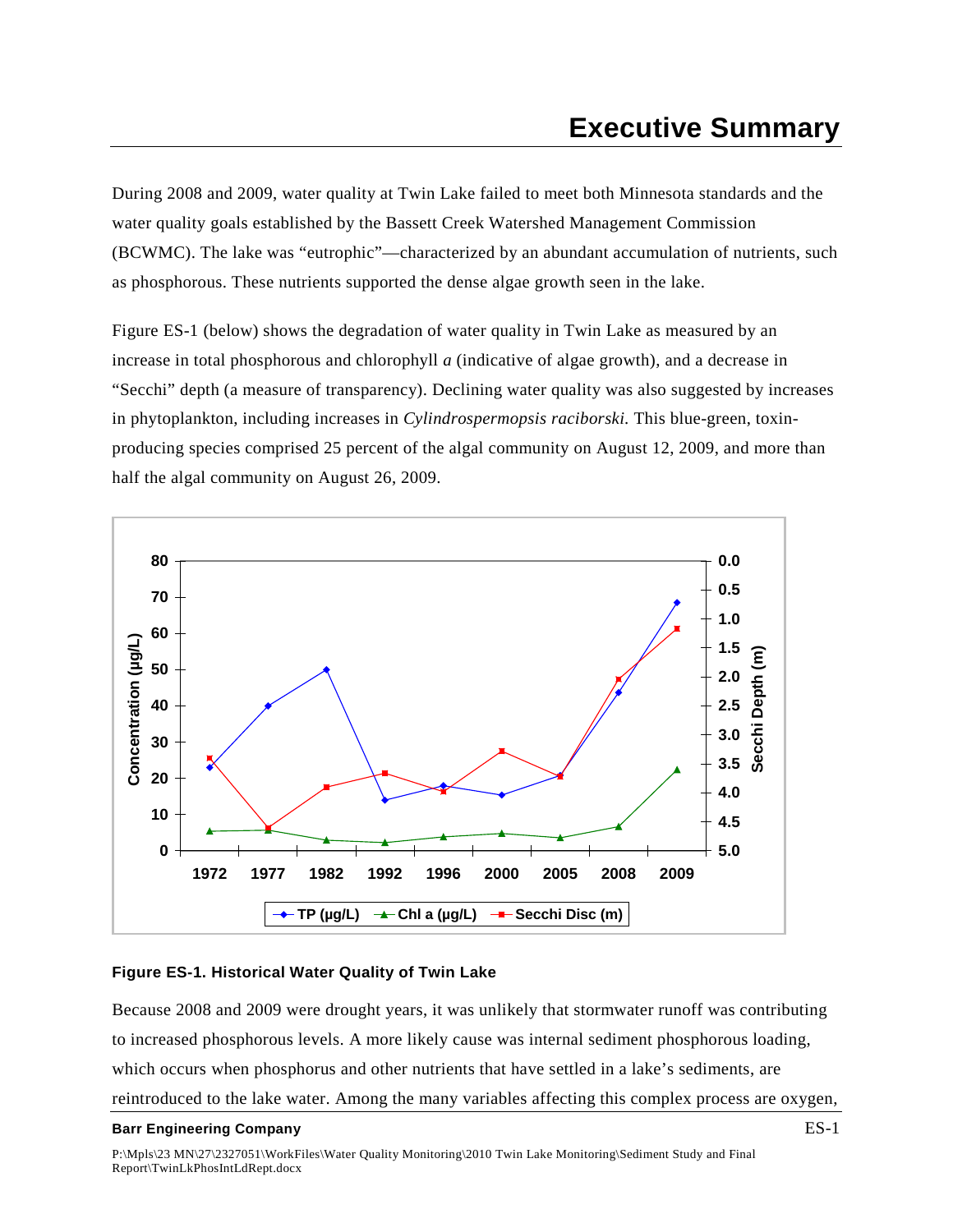# Executive Summary

During 2008 and 2009, water quality at Twin Lake failed to meet both Minnesota standards and the water quality goals established by the Bassett Creek Watershed Management Commission (BCWMC). The lake was "eutrophic"—characterized by an abundant accumulation of nutrients, such as phosphorous. These nutrients supported the dense algae growth seen in the lake.

Figure ES-1 (below) shows the degradation of water quality in Twin Lake as measured by an increase in total phosphorous and chlorophyll *a* (indicative of algae growth), and a decrease in "Secchi" depth (a measure of transparency). Declining water quality was also suggested by increases in phytoplankton, including increases in *Cylindrospermopsis raciborski.* This blue-green, toxin-producing species comprised 25 percent of the algal community on August 12, 2009, and more than half the algal community on August 26, 2009.

**Figure ES-1. Historical Water Quality of Twin Lake**

Because 2008 and 2009 were drought years, it was unlikely that stormwater runoff was contributing to increased phosphorous levels. A more likely cause was internal sediment phosphorous loading, which occurs when phosphorus and other nutrients that have settled in a lake's sediments, are reintroduced to the lake water. Among the many variables affecting this complex process are oxygen,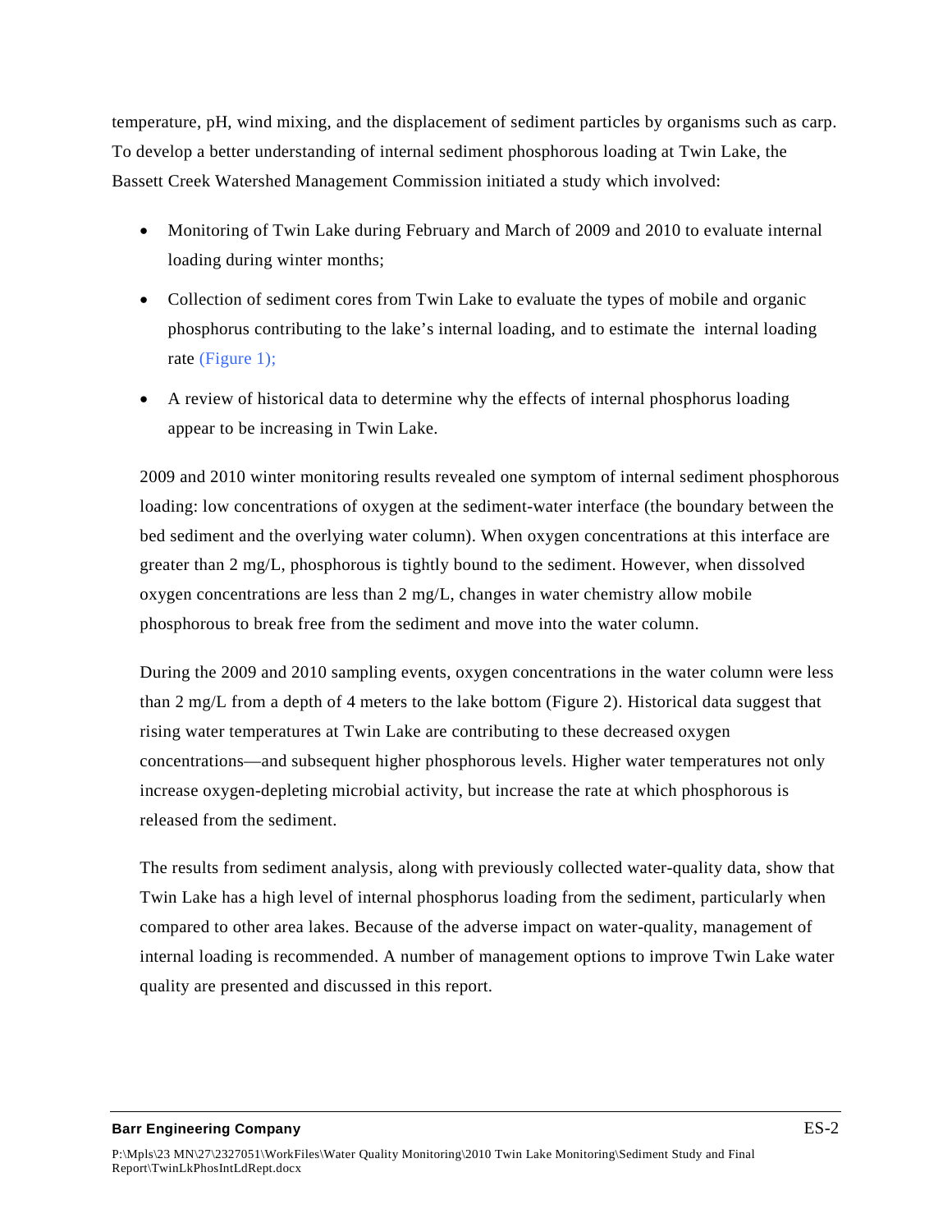temperature, pH, wind mixing, and the displacement of sediment particles by organisms such as carp. To develop a better understanding of internal sediment phosphorous loading at Twin Lake, the Bassett Creek Watershed Management Commission initiated a study which involved:

- Monitoring of Twin Lake during February and March of 2009 and 2010 to evaluate internal loading during winter months;
- Collection of sediment cores from Twin Lake to evaluate the types of mobile and organic phosphorus contributing to the lake's internal loading, and to estimate the internal loading rate (Figure 1);
- A review of historical data to determine why the effects of internal phosphorus loading appear to be increasing in Twin Lake.

2009 and 2010 winter monitoring results revealed one symptom of internal sediment phosphorous loading: low concentrations of oxygen at the sediment-water interface (the boundary between the bed sediment and the overlying water column). When oxygen concentrations at this interface are greater than 2 mg/L, phosphorous is tightly bound to the sediment. However, when dissolved oxygen concentrations are less than 2 mg/L, changes in water chemistry allow mobile phosphorous to break free from the sediment and move into the water column.

During the 2009 and 2010 sampling events, oxygen concentrations in the water column were less than 2 mg/L from a depth of 4 meters to the lake bottom (Figure 2). Historical data suggest that rising water temperatures at Twin Lake are contributing to these decreased oxygen concentrations—and subsequent higher phosphorous levels. Higher water temperatures not only increase oxygen-depleting microbial activity, but increase the rate at which phosphorous is released from the sediment.

The results from sediment analysis, along with previously collected water-quality data, show that Twin Lake has a high level of internal phosphorus loading from the sediment, particularly when compared to other area lakes. Because of the adverse impact on water-quality, management of internal loading is recommended. A number of management options to improve Twin Lake water quality are presented and discussed in this report.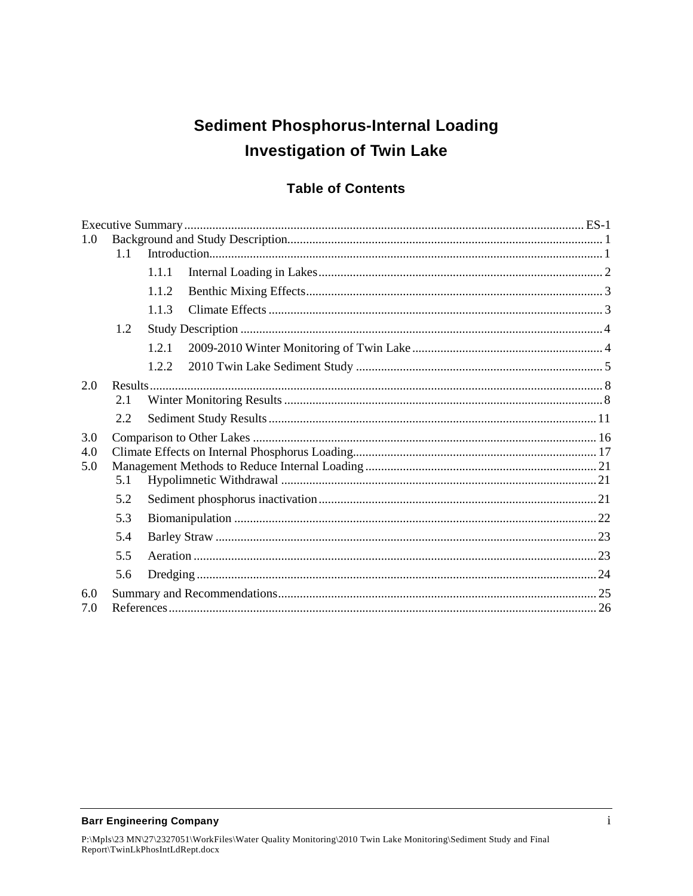# Sediment Phosphorus-Internal Loading Investigation of Twin Lake

## Table of Contents

Executive Summary ..... ES-1

1.0 Background and Study Description ..... 1

- 1.1 Introduction ..... 1
  - 1.1.1 Internal Loading in Lakes ..... 2
  - 1.1.2 Benthic Mixing Effects ..... 3
  - 1.1.3 Climate Effects ..... 3
- 1.2 Study Description ..... 4
  - 1.2.1 2009-2010 Winter Monitoring of Twin Lake ..... 4
  - 1.2.2 2010 Twin Lake Sediment Study ..... 5

2.0 Results ..... 8

- 2.1 Winter Monitoring Results ..... 8
- 2.2 Sediment Study Results ..... 11

3.0 Comparison to Other Lakes ..... 16

4.0 Climate Effects on Internal Phosphorus Loading ..... 17

5.0 Management Methods to Reduce Internal Loading ..... 21

- 5.1 Hypolimnetic Withdrawal ..... 21
- 5.2 Sediment phosphorus inactivation ..... 21
- 5.3 Biomanipulation ..... 22
- 5.4 Barley Straw ..... 23
- 5.5 Aeration ..... 23
- 5.6 Dredging ..... 24

6.0 Summary and Recommendations ..... 25

7.0 References ..... 26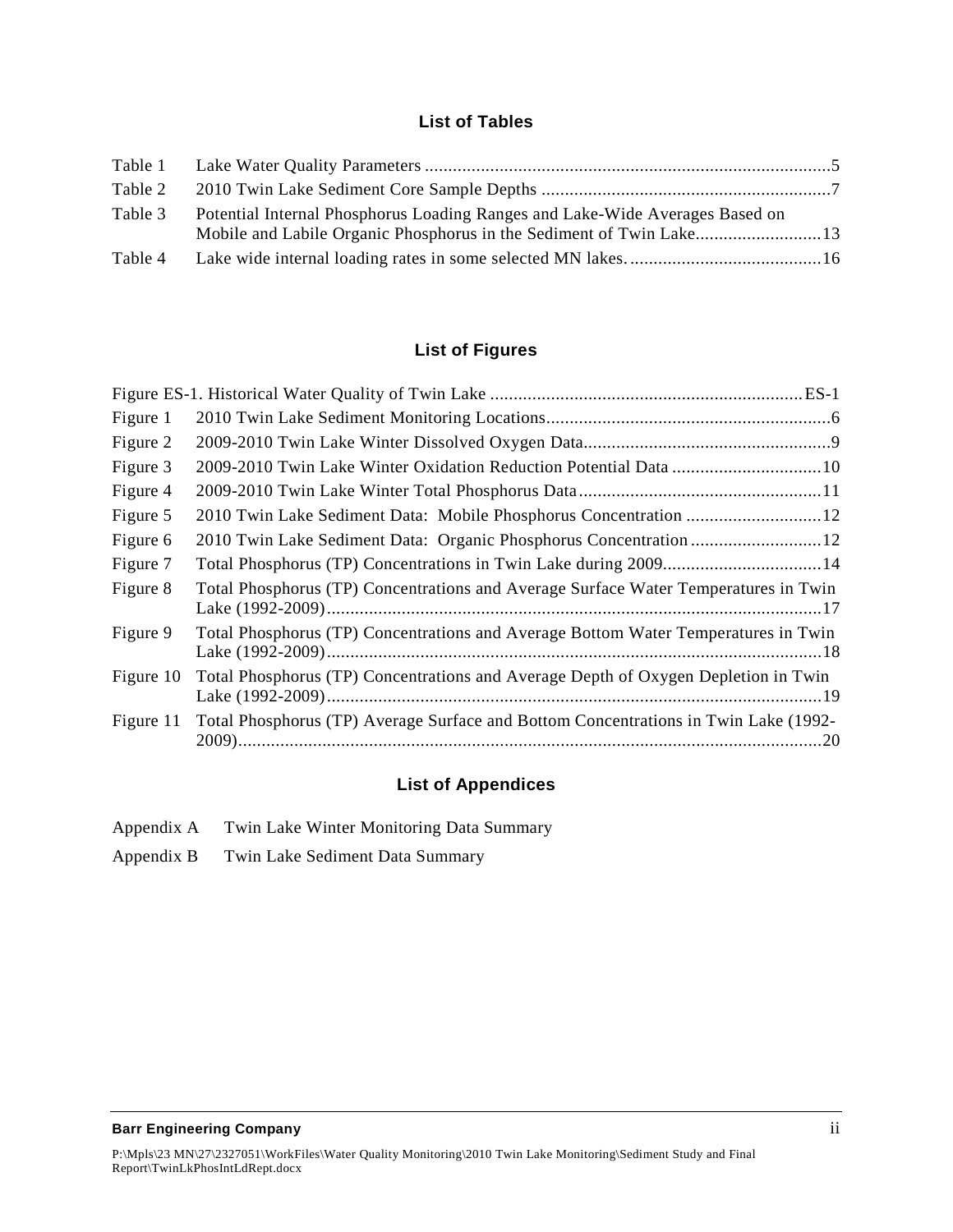## List of Tables

| | | |
|---|---|---|
| Table 1 | Lake Water Quality Parameters | 5 |
| Table 2 | 2010 Twin Lake Sediment Core Sample Depths | 7 |
| Table 3 | Potential Internal Phosphorus Loading Ranges and Lake-Wide Averages Based on Mobile and Labile Organic Phosphorus in the Sediment of Twin Lake | 13 |
| Table 4 | Lake wide internal loading rates in some selected MN lakes. | 16 |

## List of Figures

| | | |
|---|---|---|
| Figure ES-1. | Historical Water Quality of Twin Lake | ES-1 |
| Figure 1 | 2010 Twin Lake Sediment Monitoring Locations | 6 |
| Figure 2 | 2009-2010 Twin Lake Winter Dissolved Oxygen Data | 9 |
| Figure 3 | 2009-2010 Twin Lake Winter Oxidation Reduction Potential Data | 10 |
| Figure 4 | 2009-2010 Twin Lake Winter Total Phosphorus Data | 11 |
| Figure 5 | 2010 Twin Lake Sediment Data: Mobile Phosphorus Concentration | 12 |
| Figure 6 | 2010 Twin Lake Sediment Data: Organic Phosphorus Concentration | 12 |
| Figure 7 | Total Phosphorus (TP) Concentrations in Twin Lake during 2009 | 14 |
| Figure 8 | Total Phosphorus (TP) Concentrations and Average Surface Water Temperatures in Twin Lake (1992-2009) | 17 |
| Figure 9 | Total Phosphorus (TP) Concentrations and Average Bottom Water Temperatures in Twin Lake (1992-2009) | 18 |
| Figure 10 | Total Phosphorus (TP) Concentrations and Average Depth of Oxygen Depletion in Twin Lake (1992-2009) | 19 |
| Figure 11 | Total Phosphorus (TP) Average Surface and Bottom Concentrations in Twin Lake (1992-2009) | 20 |

## List of Appendices

Appendix A Twin Lake Winter Monitoring Data Summary

Appendix B Twin Lake Sediment Data Summary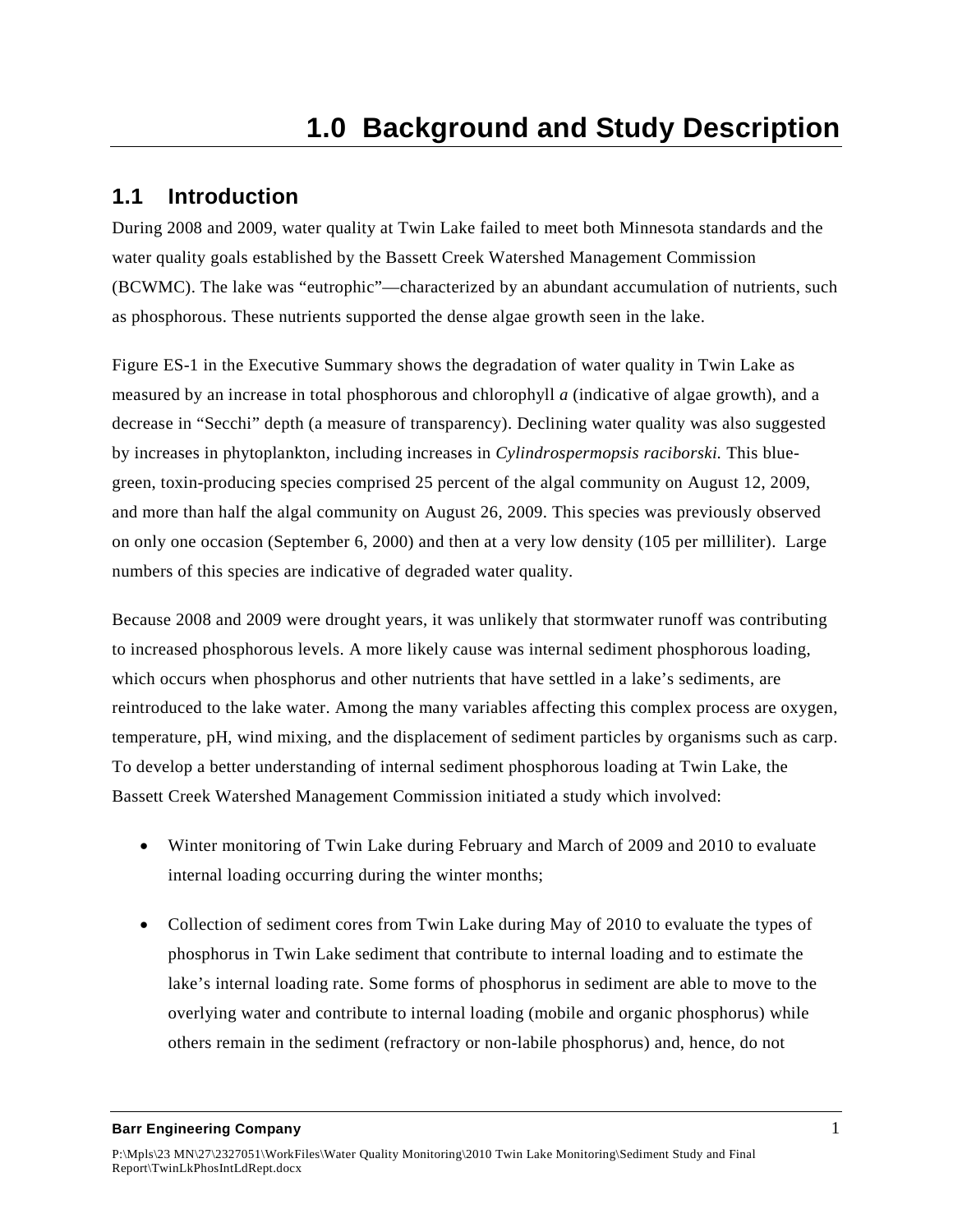# 1.0 Background and Study Description

## 1.1 Introduction

During 2008 and 2009, water quality at Twin Lake failed to meet both Minnesota standards and the water quality goals established by the Bassett Creek Watershed Management Commission (BCWMC). The lake was "eutrophic"—characterized by an abundant accumulation of nutrients, such as phosphorous. These nutrients supported the dense algae growth seen in the lake.

Figure ES-1 in the Executive Summary shows the degradation of water quality in Twin Lake as measured by an increase in total phosphorous and chlorophyll *a* (indicative of algae growth), and a decrease in "Secchi" depth (a measure of transparency). Declining water quality was also suggested by increases in phytoplankton, including increases in *Cylindrospermopsis raciborski.* This blue-green, toxin-producing species comprised 25 percent of the algal community on August 12, 2009, and more than half the algal community on August 26, 2009. This species was previously observed on only one occasion (September 6, 2000) and then at a very low density (105 per milliliter). Large numbers of this species are indicative of degraded water quality.

Because 2008 and 2009 were drought years, it was unlikely that stormwater runoff was contributing to increased phosphorous levels. A more likely cause was internal sediment phosphorous loading, which occurs when phosphorus and other nutrients that have settled in a lake's sediments, are reintroduced to the lake water. Among the many variables affecting this complex process are oxygen, temperature, pH, wind mixing, and the displacement of sediment particles by organisms such as carp. To develop a better understanding of internal sediment phosphorous loading at Twin Lake, the Bassett Creek Watershed Management Commission initiated a study which involved:

- Winter monitoring of Twin Lake during February and March of 2009 and 2010 to evaluate internal loading occurring during the winter months;
- Collection of sediment cores from Twin Lake during May of 2010 to evaluate the types of phosphorus in Twin Lake sediment that contribute to internal loading and to estimate the lake's internal loading rate. Some forms of phosphorus in sediment are able to move to the overlying water and contribute to internal loading (mobile and organic phosphorus) while others remain in the sediment (refractory or non-labile phosphorus) and, hence, do not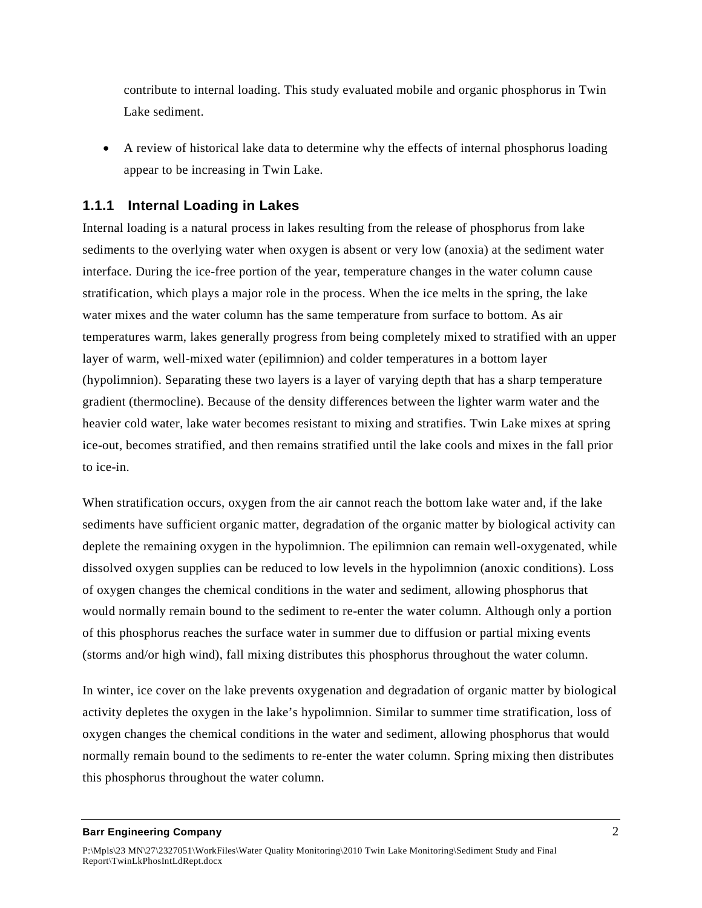contribute to internal loading. This study evaluated mobile and organic phosphorus in Twin Lake sediment.

- A review of historical lake data to determine why the effects of internal phosphorus loading appear to be increasing in Twin Lake.

### 1.1.1 Internal Loading in Lakes

Internal loading is a natural process in lakes resulting from the release of phosphorus from lake sediments to the overlying water when oxygen is absent or very low (anoxia) at the sediment water interface. During the ice-free portion of the year, temperature changes in the water column cause stratification, which plays a major role in the process. When the ice melts in the spring, the lake water mixes and the water column has the same temperature from surface to bottom. As air temperatures warm, lakes generally progress from being completely mixed to stratified with an upper layer of warm, well-mixed water (epilimnion) and colder temperatures in a bottom layer (hypolimnion). Separating these two layers is a layer of varying depth that has a sharp temperature gradient (thermocline). Because of the density differences between the lighter warm water and the heavier cold water, lake water becomes resistant to mixing and stratifies. Twin Lake mixes at spring ice-out, becomes stratified, and then remains stratified until the lake cools and mixes in the fall prior to ice-in.

When stratification occurs, oxygen from the air cannot reach the bottom lake water and, if the lake sediments have sufficient organic matter, degradation of the organic matter by biological activity can deplete the remaining oxygen in the hypolimnion. The epilimnion can remain well-oxygenated, while dissolved oxygen supplies can be reduced to low levels in the hypolimnion (anoxic conditions). Loss of oxygen changes the chemical conditions in the water and sediment, allowing phosphorus that would normally remain bound to the sediment to re-enter the water column. Although only a portion of this phosphorus reaches the surface water in summer due to diffusion or partial mixing events (storms and/or high wind), fall mixing distributes this phosphorus throughout the water column.

In winter, ice cover on the lake prevents oxygenation and degradation of organic matter by biological activity depletes the oxygen in the lake's hypolimnion. Similar to summer time stratification, loss of oxygen changes the chemical conditions in the water and sediment, allowing phosphorus that would normally remain bound to the sediments to re-enter the water column. Spring mixing then distributes this phosphorus throughout the water column.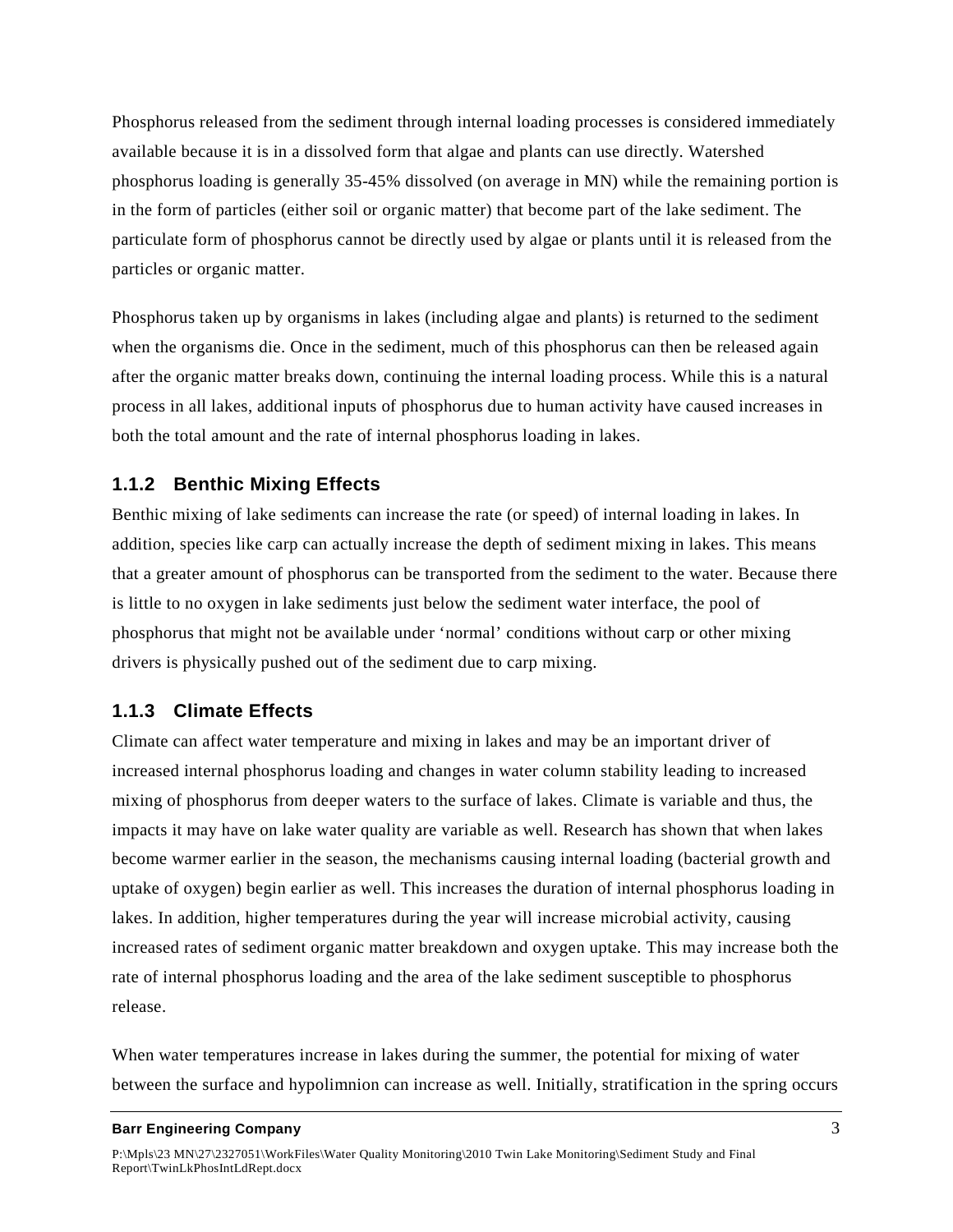Phosphorus released from the sediment through internal loading processes is considered immediately available because it is in a dissolved form that algae and plants can use directly. Watershed phosphorus loading is generally 35-45% dissolved (on average in MN) while the remaining portion is in the form of particles (either soil or organic matter) that become part of the lake sediment. The particulate form of phosphorus cannot be directly used by algae or plants until it is released from the particles or organic matter.

Phosphorus taken up by organisms in lakes (including algae and plants) is returned to the sediment when the organisms die. Once in the sediment, much of this phosphorus can then be released again after the organic matter breaks down, continuing the internal loading process. While this is a natural process in all lakes, additional inputs of phosphorus due to human activity have caused increases in both the total amount and the rate of internal phosphorus loading in lakes.

### 1.1.2 Benthic Mixing Effects

Benthic mixing of lake sediments can increase the rate (or speed) of internal loading in lakes. In addition, species like carp can actually increase the depth of sediment mixing in lakes. This means that a greater amount of phosphorus can be transported from the sediment to the water. Because there is little to no oxygen in lake sediments just below the sediment water interface, the pool of phosphorus that might not be available under 'normal' conditions without carp or other mixing drivers is physically pushed out of the sediment due to carp mixing.

### 1.1.3 Climate Effects

Climate can affect water temperature and mixing in lakes and may be an important driver of increased internal phosphorus loading and changes in water column stability leading to increased mixing of phosphorus from deeper waters to the surface of lakes. Climate is variable and thus, the impacts it may have on lake water quality are variable as well. Research has shown that when lakes become warmer earlier in the season, the mechanisms causing internal loading (bacterial growth and uptake of oxygen) begin earlier as well. This increases the duration of internal phosphorus loading in lakes. In addition, higher temperatures during the year will increase microbial activity, causing increased rates of sediment organic matter breakdown and oxygen uptake. This may increase both the rate of internal phosphorus loading and the area of the lake sediment susceptible to phosphorus release.

When water temperatures increase in lakes during the summer, the potential for mixing of water between the surface and hypolimnion can increase as well. Initially, stratification in the spring occurs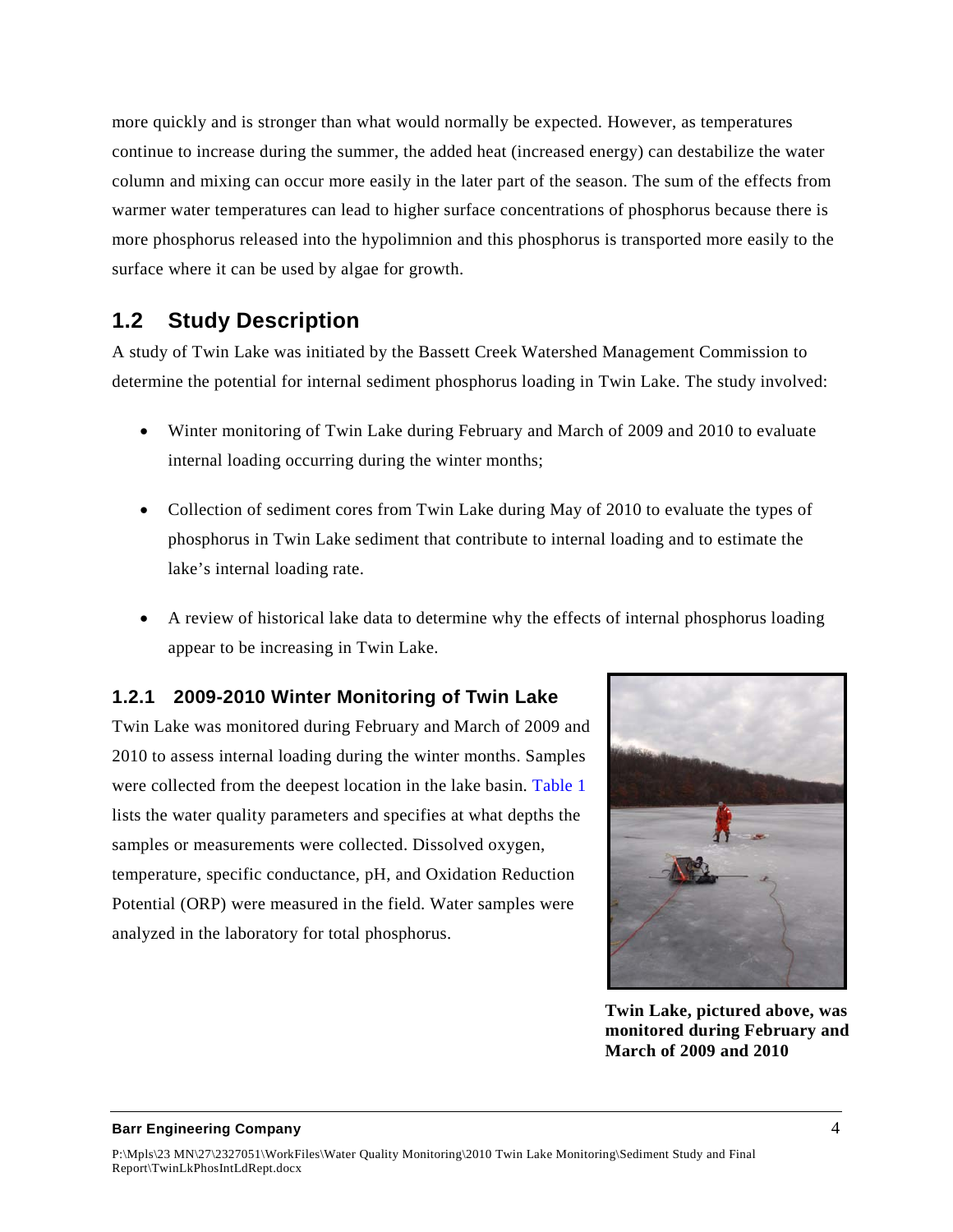more quickly and is stronger than what would normally be expected. However, as temperatures continue to increase during the summer, the added heat (increased energy) can destabilize the water column and mixing can occur more easily in the later part of the season. The sum of the effects from warmer water temperatures can lead to higher surface concentrations of phosphorus because there is more phosphorus released into the hypolimnion and this phosphorus is transported more easily to the surface where it can be used by algae for growth.

## 1.2 Study Description

A study of Twin Lake was initiated by the Bassett Creek Watershed Management Commission to determine the potential for internal sediment phosphorus loading in Twin Lake. The study involved:

- Winter monitoring of Twin Lake during February and March of 2009 and 2010 to evaluate internal loading occurring during the winter months;
- Collection of sediment cores from Twin Lake during May of 2010 to evaluate the types of phosphorus in Twin Lake sediment that contribute to internal loading and to estimate the lake's internal loading rate.
- A review of historical lake data to determine why the effects of internal phosphorus loading appear to be increasing in Twin Lake.

### 1.2.1 2009-2010 Winter Monitoring of Twin Lake

Twin Lake was monitored during February and March of 2009 and 2010 to assess internal loading during the winter months. Samples were collected from the deepest location in the lake basin. Table 1 lists the water quality parameters and specifies at what depths the samples or measurements were collected. Dissolved oxygen, temperature, specific conductance, pH, and Oxidation Reduction Potential (ORP) were measured in the field. Water samples were analyzed in the laboratory for total phosphorus.

**Twin Lake, pictured above, was monitored during February and March of 2009 and 2010**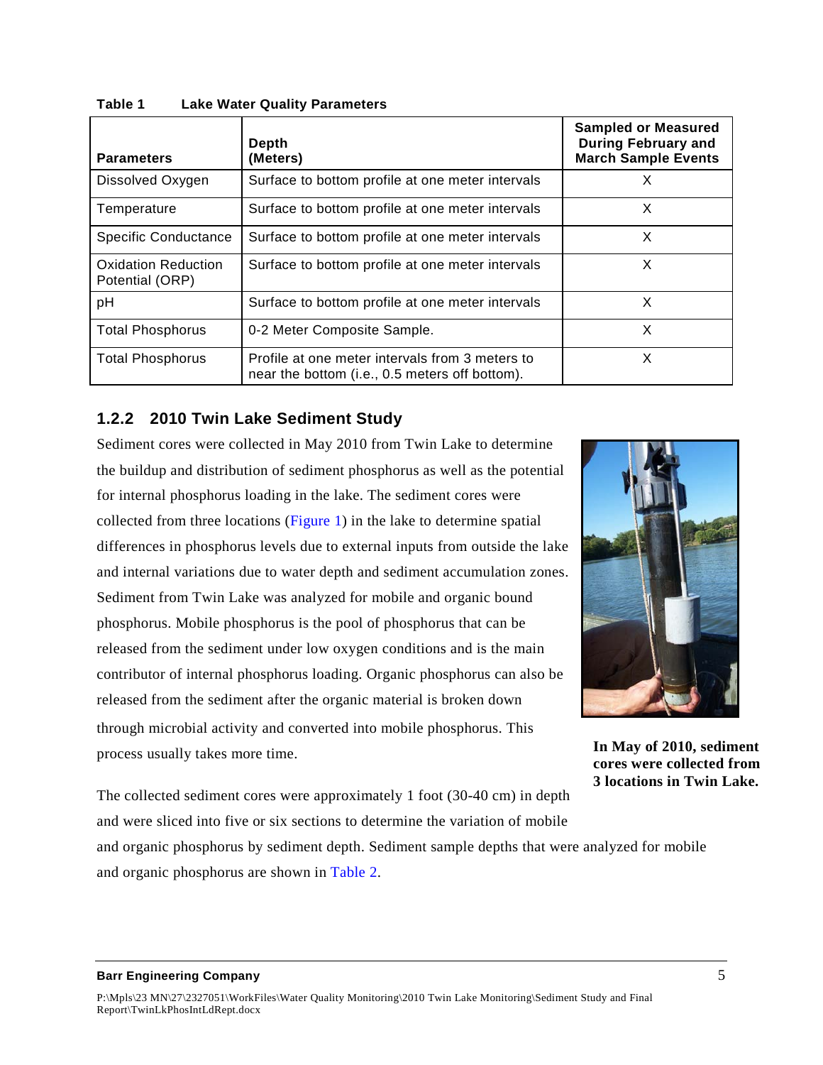**Table 1 Lake Water Quality Parameters**

| Parameters | Depth (Meters) | Sampled or Measured During February and March Sample Events |
|---|---|---|
| Dissolved Oxygen | Surface to bottom profile at one meter intervals | X |
| Temperature | Surface to bottom profile at one meter intervals | X |
| Specific Conductance | Surface to bottom profile at one meter intervals | X |
| Oxidation Reduction Potential (ORP) | Surface to bottom profile at one meter intervals | X |
| pH | Surface to bottom profile at one meter intervals | X |
| Total Phosphorus | 0-2 Meter Composite Sample. | X |
| Total Phosphorus | Profile at one meter intervals from 3 meters to near the bottom (i.e., 0.5 meters off bottom). | X |

### 1.2.2 2010 Twin Lake Sediment Study

Sediment cores were collected in May 2010 from Twin Lake to determine the buildup and distribution of sediment phosphorus as well as the potential for internal phosphorus loading in the lake. The sediment cores were collected from three locations (Figure 1) in the lake to determine spatial differences in phosphorus levels due to external inputs from outside the lake and internal variations due to water depth and sediment accumulation zones. Sediment from Twin Lake was analyzed for mobile and organic bound phosphorus. Mobile phosphorus is the pool of phosphorus that can be released from the sediment under low oxygen conditions and is the main contributor of internal phosphorus loading. Organic phosphorus can also be released from the sediment after the organic material is broken down through microbial activity and converted into mobile phosphorus. This process usually takes more time.

**In May of 2010, sediment cores were collected from 3 locations in Twin Lake.**

The collected sediment cores were approximately 1 foot (30-40 cm) in depth and were sliced into five or six sections to determine the variation of mobile and organic phosphorus by sediment depth. Sediment sample depths that were analyzed for mobile and organic phosphorus are shown in Table 2.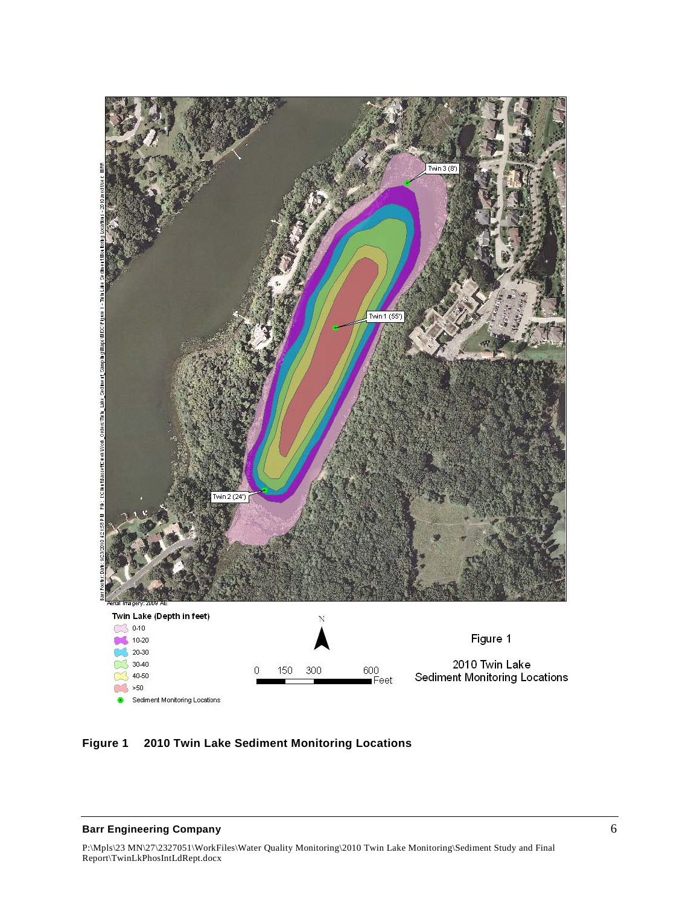Figure 1 2010 Twin Lake Sediment Monitoring Locations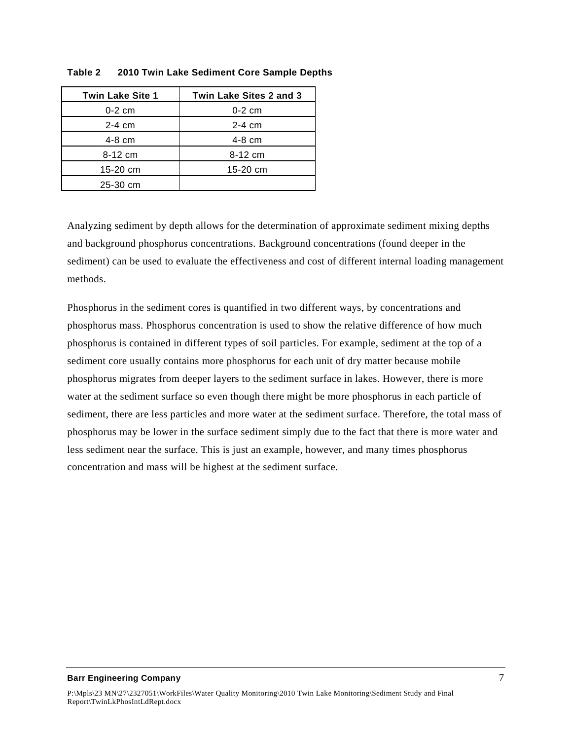**Table 2 2010 Twin Lake Sediment Core Sample Depths**

| Twin Lake Site 1 | Twin Lake Sites 2 and 3 |
|---|---|
| 0-2 cm | 0-2 cm |
| 2-4 cm | 2-4 cm |
| 4-8 cm | 4-8 cm |
| 8-12 cm | 8-12 cm |
| 15-20 cm | 15-20 cm |
| 25-30 cm | |

Analyzing sediment by depth allows for the determination of approximate sediment mixing depths and background phosphorus concentrations. Background concentrations (found deeper in the sediment) can be used to evaluate the effectiveness and cost of different internal loading management methods.

Phosphorus in the sediment cores is quantified in two different ways, by concentrations and phosphorus mass. Phosphorus concentration is used to show the relative difference of how much phosphorus is contained in different types of soil particles. For example, sediment at the top of a sediment core usually contains more phosphorus for each unit of dry matter because mobile phosphorus migrates from deeper layers to the sediment surface in lakes. However, there is more water at the sediment surface so even though there might be more phosphorus in each particle of sediment, there are less particles and more water at the sediment surface. Therefore, the total mass of phosphorus may be lower in the surface sediment simply due to the fact that there is more water and less sediment near the surface. This is just an example, however, and many times phosphorus concentration and mass will be highest at the sediment surface.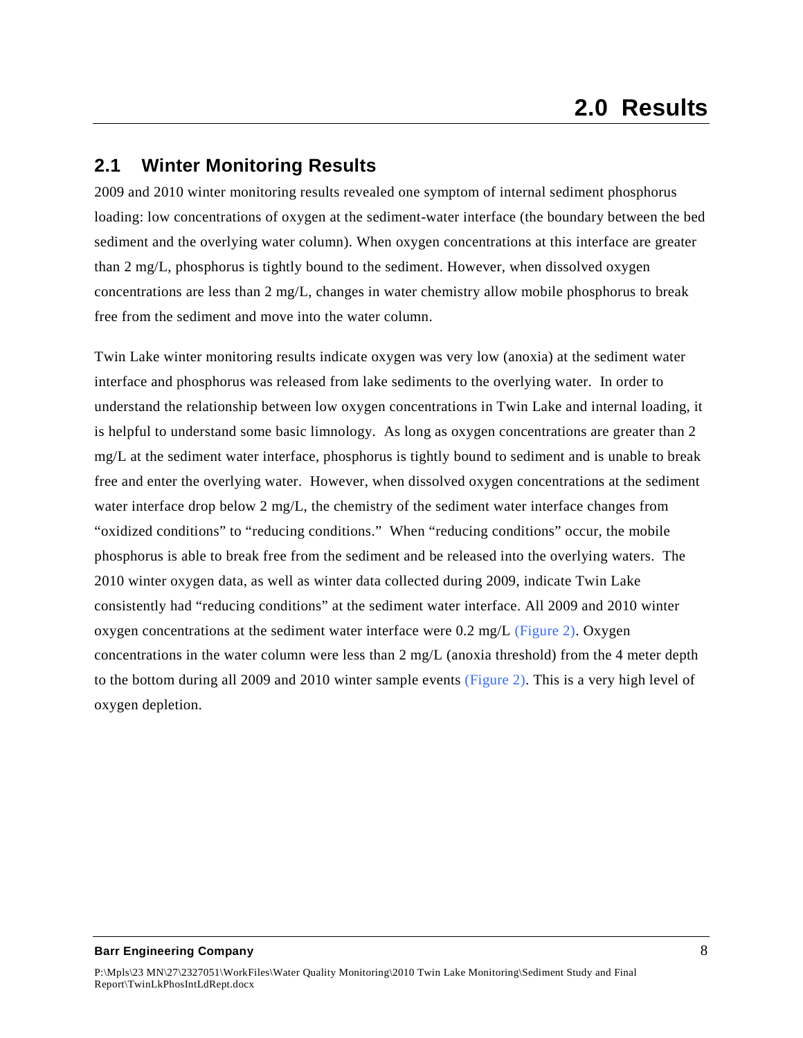# 2.0 Results

## 2.1 Winter Monitoring Results

2009 and 2010 winter monitoring results revealed one symptom of internal sediment phosphorus loading: low concentrations of oxygen at the sediment-water interface (the boundary between the bed sediment and the overlying water column). When oxygen concentrations at this interface are greater than 2 mg/L, phosphorus is tightly bound to the sediment. However, when dissolved oxygen concentrations are less than 2 mg/L, changes in water chemistry allow mobile phosphorus to break free from the sediment and move into the water column.

Twin Lake winter monitoring results indicate oxygen was very low (anoxia) at the sediment water interface and phosphorus was released from lake sediments to the overlying water. In order to understand the relationship between low oxygen concentrations in Twin Lake and internal loading, it is helpful to understand some basic limnology. As long as oxygen concentrations are greater than 2 mg/L at the sediment water interface, phosphorus is tightly bound to sediment and is unable to break free and enter the overlying water. However, when dissolved oxygen concentrations at the sediment water interface drop below 2 mg/L, the chemistry of the sediment water interface changes from "oxidized conditions" to "reducing conditions." When "reducing conditions" occur, the mobile phosphorus is able to break free from the sediment and be released into the overlying waters. The 2010 winter oxygen data, as well as winter data collected during 2009, indicate Twin Lake consistently had "reducing conditions" at the sediment water interface. All 2009 and 2010 winter oxygen concentrations at the sediment water interface were 0.2 mg/L (Figure 2). Oxygen concentrations in the water column were less than 2 mg/L (anoxia threshold) from the 4 meter depth to the bottom during all 2009 and 2010 winter sample events (Figure 2). This is a very high level of oxygen depletion.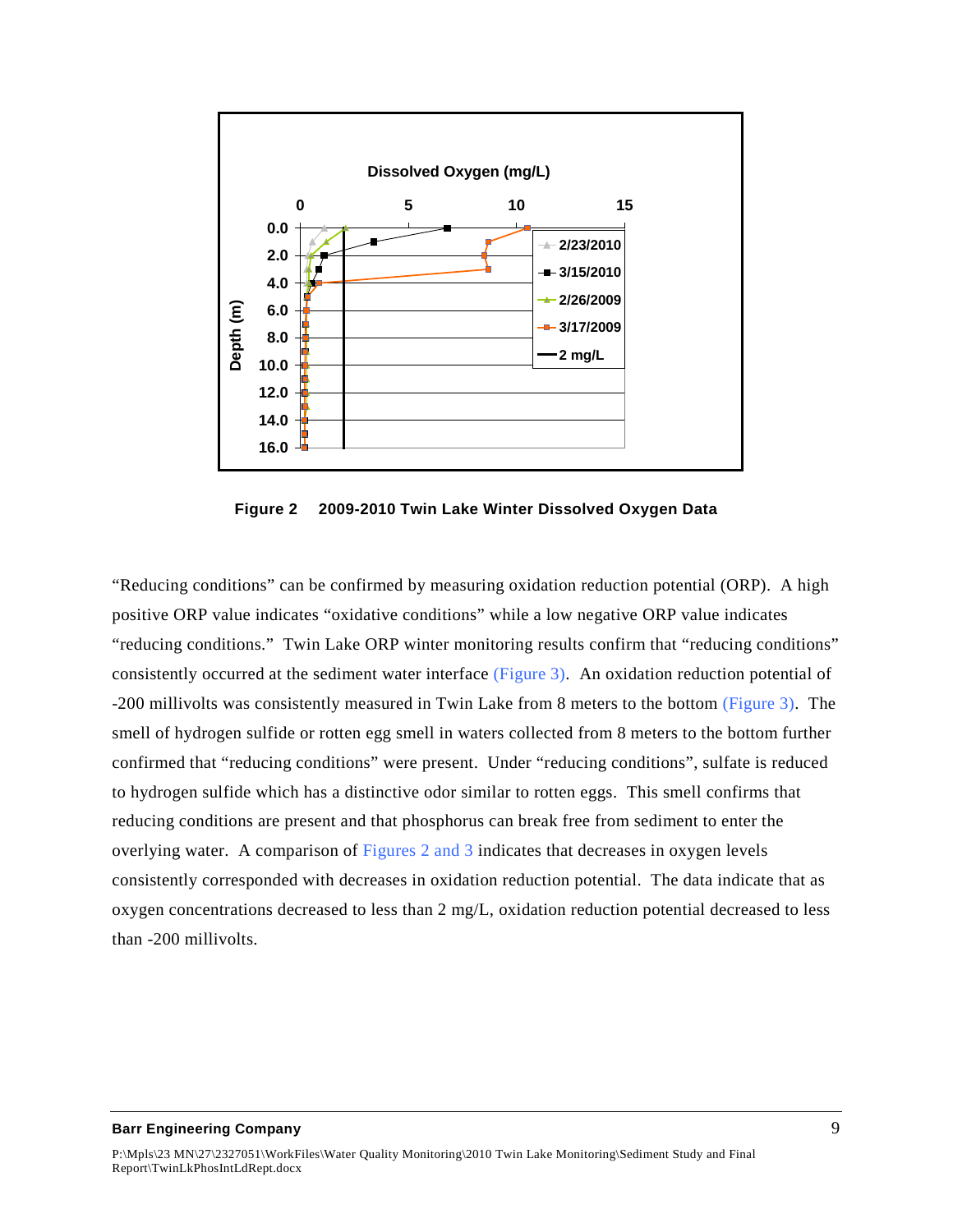Figure 2    2009-2010 Twin Lake Winter Dissolved Oxygen Data

"Reducing conditions" can be confirmed by measuring oxidation reduction potential (ORP). A high positive ORP value indicates "oxidative conditions" while a low negative ORP value indicates "reducing conditions." Twin Lake ORP winter monitoring results confirm that "reducing conditions" consistently occurred at the sediment water interface (Figure 3). An oxidation reduction potential of -200 millivolts was consistently measured in Twin Lake from 8 meters to the bottom (Figure 3). The smell of hydrogen sulfide or rotten egg smell in waters collected from 8 meters to the bottom further confirmed that "reducing conditions" were present. Under "reducing conditions", sulfate is reduced to hydrogen sulfide which has a distinctive odor similar to rotten eggs. This smell confirms that reducing conditions are present and that phosphorus can break free from sediment to enter the overlying water. A comparison of Figures 2 and 3 indicates that decreases in oxygen levels consistently corresponded with decreases in oxidation reduction potential. The data indicate that as oxygen concentrations decreased to less than 2 mg/L, oxidation reduction potential decreased to less than -200 millivolts.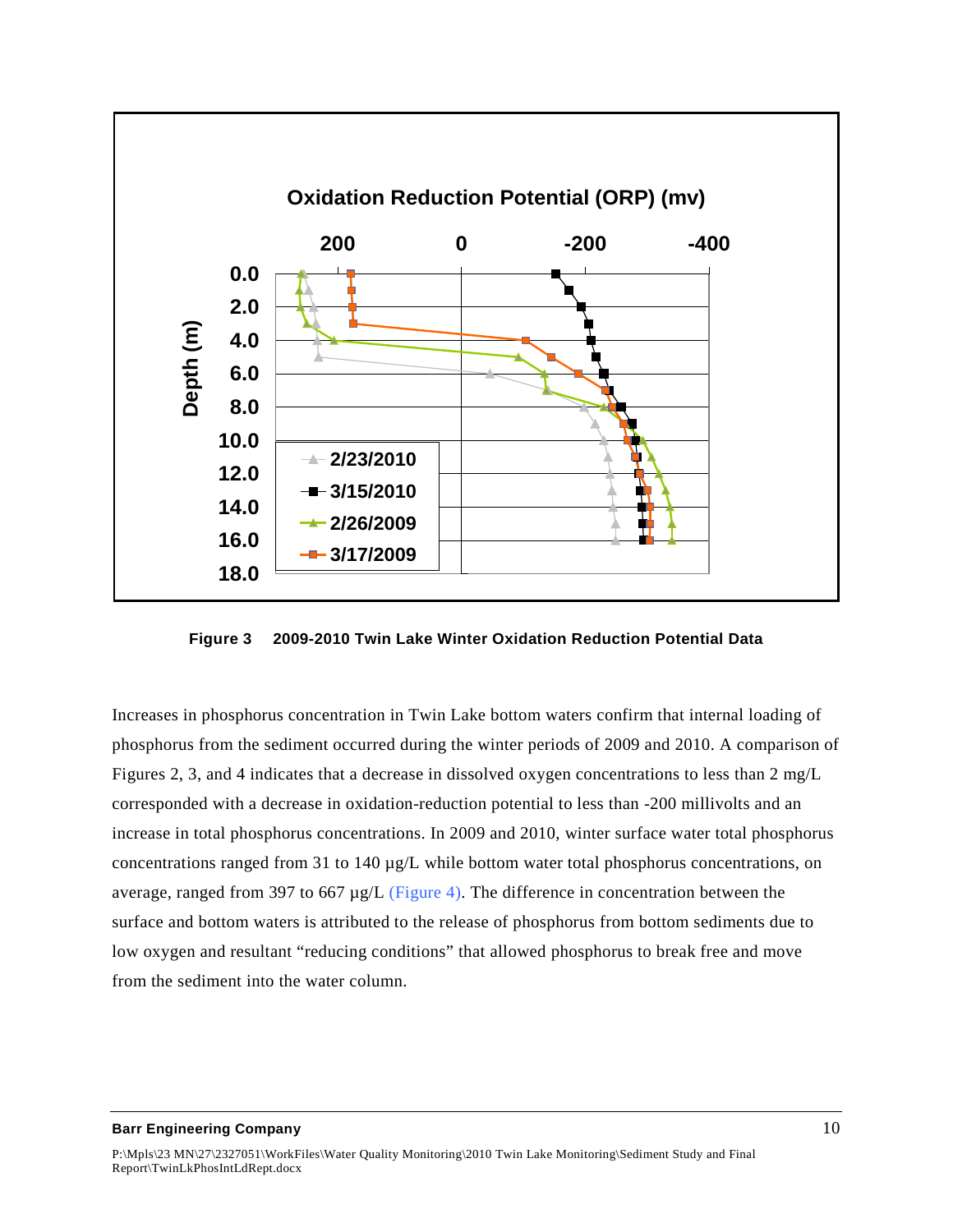**Figure 3 2009-2010 Twin Lake Winter Oxidation Reduction Potential Data**

Increases in phosphorus concentration in Twin Lake bottom waters confirm that internal loading of phosphorus from the sediment occurred during the winter periods of 2009 and 2010. A comparison of Figures 2, 3, and 4 indicates that a decrease in dissolved oxygen concentrations to less than 2 mg/L corresponded with a decrease in oxidation-reduction potential to less than -200 millivolts and an increase in total phosphorus concentrations. In 2009 and 2010, winter surface water total phosphorus concentrations ranged from 31 to 140 µg/L while bottom water total phosphorus concentrations, on average, ranged from 397 to 667 µg/L (Figure 4). The difference in concentration between the surface and bottom waters is attributed to the release of phosphorus from bottom sediments due to low oxygen and resultant "reducing conditions" that allowed phosphorus to break free and move from the sediment into the water column.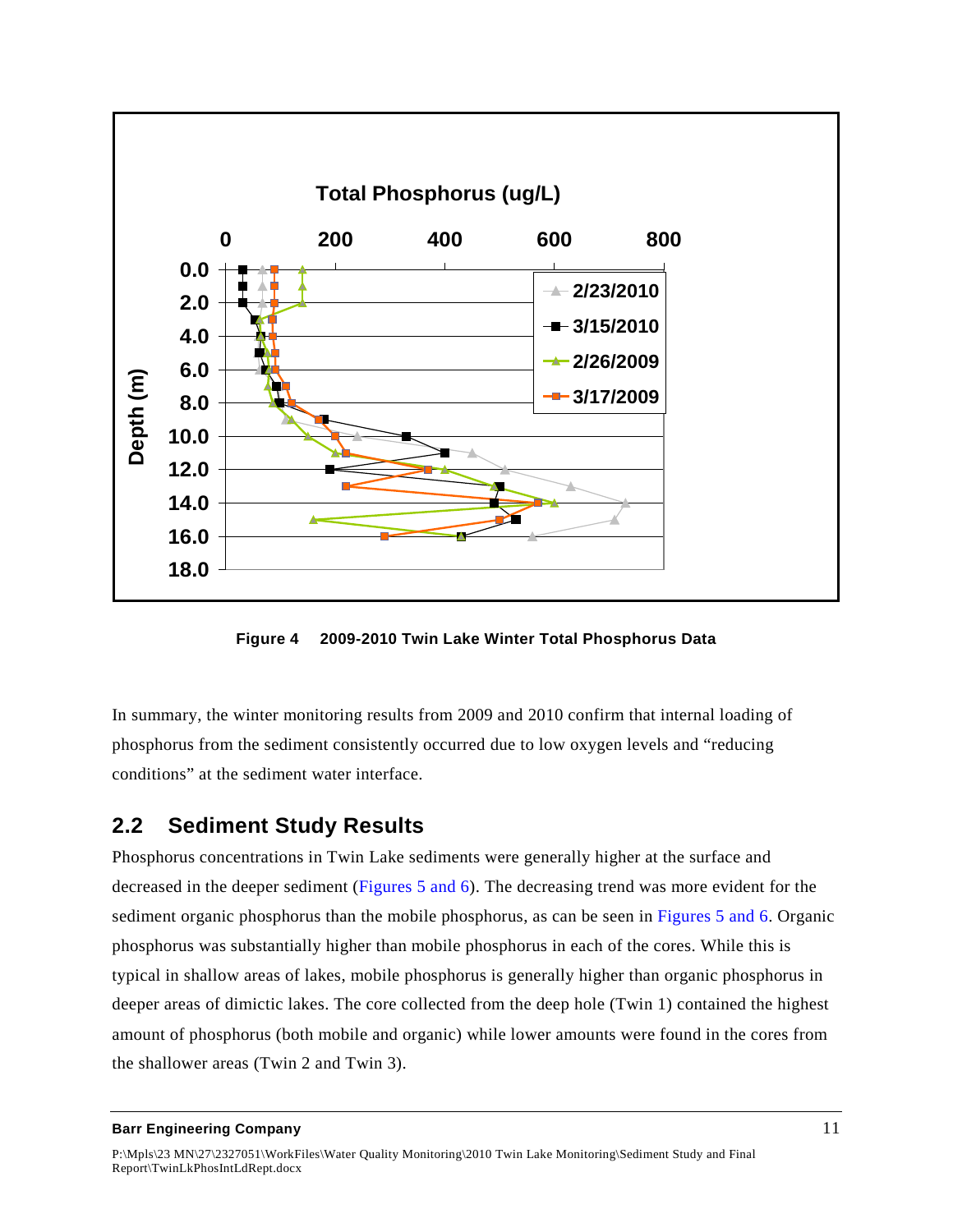Figure 4 2009-2010 Twin Lake Winter Total Phosphorus Data

In summary, the winter monitoring results from 2009 and 2010 confirm that internal loading of phosphorus from the sediment consistently occurred due to low oxygen levels and “reducing conditions” at the sediment water interface.

## 2.2 Sediment Study Results

Phosphorus concentrations in Twin Lake sediments were generally higher at the surface and decreased in the deeper sediment (Figures 5 and 6). The decreasing trend was more evident for the sediment organic phosphorus than the mobile phosphorus, as can be seen in Figures 5 and 6. Organic phosphorus was substantially higher than mobile phosphorus in each of the cores. While this is typical in shallow areas of lakes, mobile phosphorus is generally higher than organic phosphorus in deeper areas of dimictic lakes. The core collected from the deep hole (Twin 1) contained the highest amount of phosphorus (both mobile and organic) while lower amounts were found in the cores from the shallower areas (Twin 2 and Twin 3).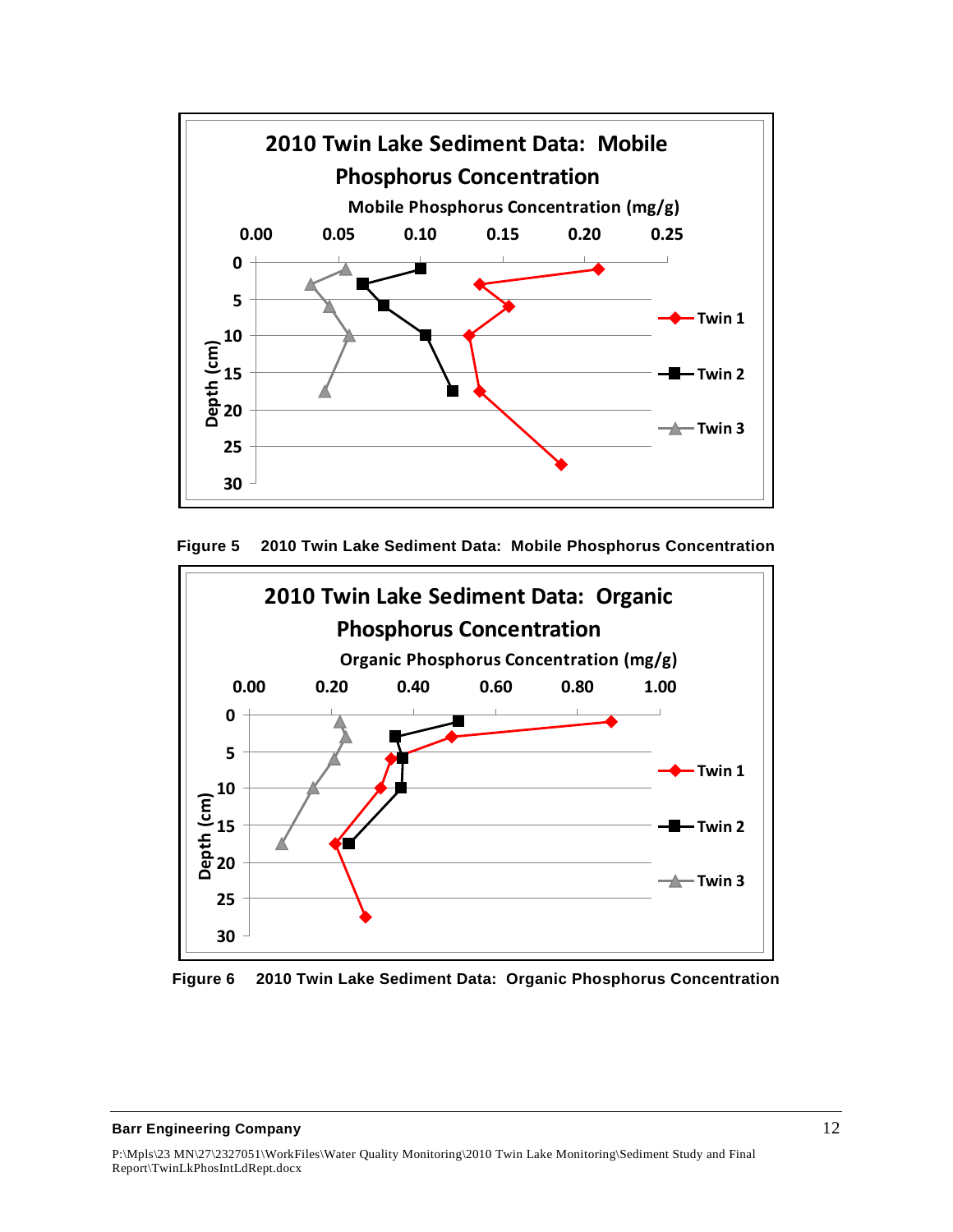Figure 5 2010 Twin Lake Sediment Data: Mobile Phosphorus Concentration

Figure 6 2010 Twin Lake Sediment Data: Organic Phosphorus Concentration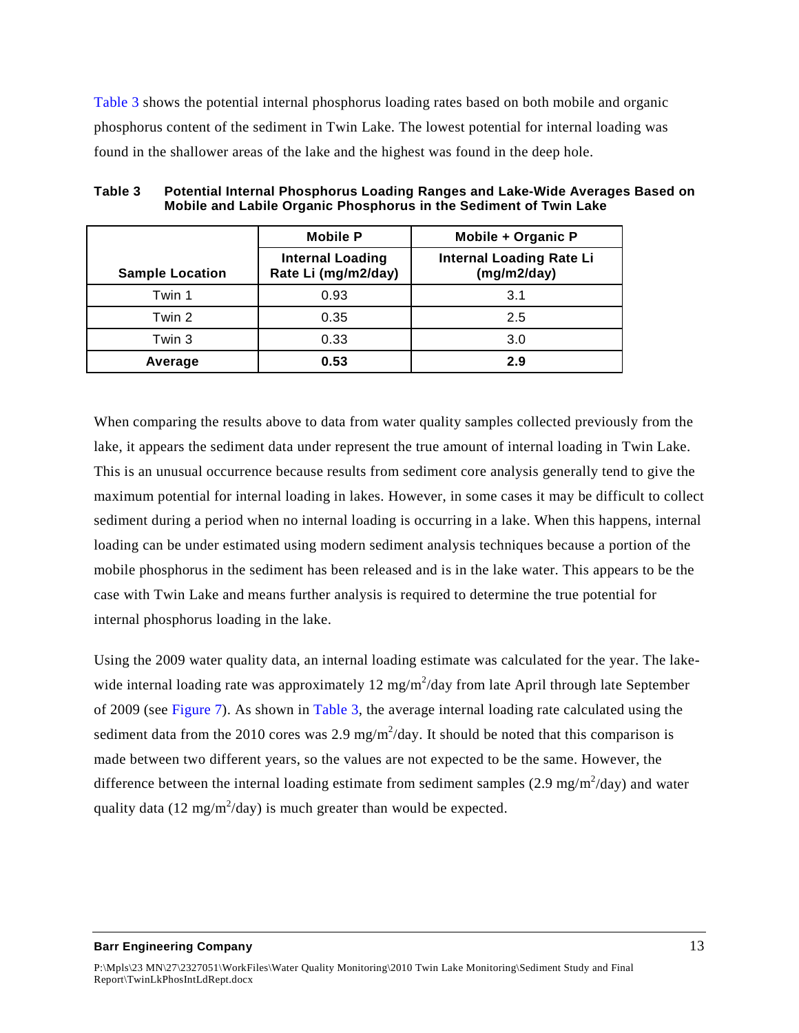Table 3 shows the potential internal phosphorus loading rates based on both mobile and organic phosphorus content of the sediment in Twin Lake. The lowest potential for internal loading was found in the shallower areas of the lake and the highest was found in the deep hole.

**Table 3 Potential Internal Phosphorus Loading Ranges and Lake-Wide Averages Based on Mobile and Labile Organic Phosphorus in the Sediment of Twin Lake**

| Sample Location | Mobile P | Mobile + Organic P |
|---|---|---|
| | Internal Loading Rate Li (mg/m2/day) | Internal Loading Rate Li (mg/m2/day) |
| Twin 1 | 0.93 | 3.1 |
| Twin 2 | 0.35 | 2.5 |
| Twin 3 | 0.33 | 3.0 |
| **Average** | **0.53** | **2.9** |

When comparing the results above to data from water quality samples collected previously from the lake, it appears the sediment data under represent the true amount of internal loading in Twin Lake. This is an unusual occurrence because results from sediment core analysis generally tend to give the maximum potential for internal loading in lakes. However, in some cases it may be difficult to collect sediment during a period when no internal loading is occurring in a lake. When this happens, internal loading can be under estimated using modern sediment analysis techniques because a portion of the mobile phosphorus in the sediment has been released and is in the lake water. This appears to be the case with Twin Lake and means further analysis is required to determine the true potential for internal phosphorus loading in the lake.

Using the 2009 water quality data, an internal loading estimate was calculated for the year. The lake-wide internal loading rate was approximately 12 mg/m$^2$/day from late April through late September of 2009 (see Figure 7). As shown in Table 3, the average internal loading rate calculated using the sediment data from the 2010 cores was 2.9 mg/m$^2$/day. It should be noted that this comparison is made between two different years, so the values are not expected to be the same. However, the difference between the internal loading estimate from sediment samples (2.9 mg/m$^2$/day) and water quality data (12 mg/m$^2$/day) is much greater than would be expected.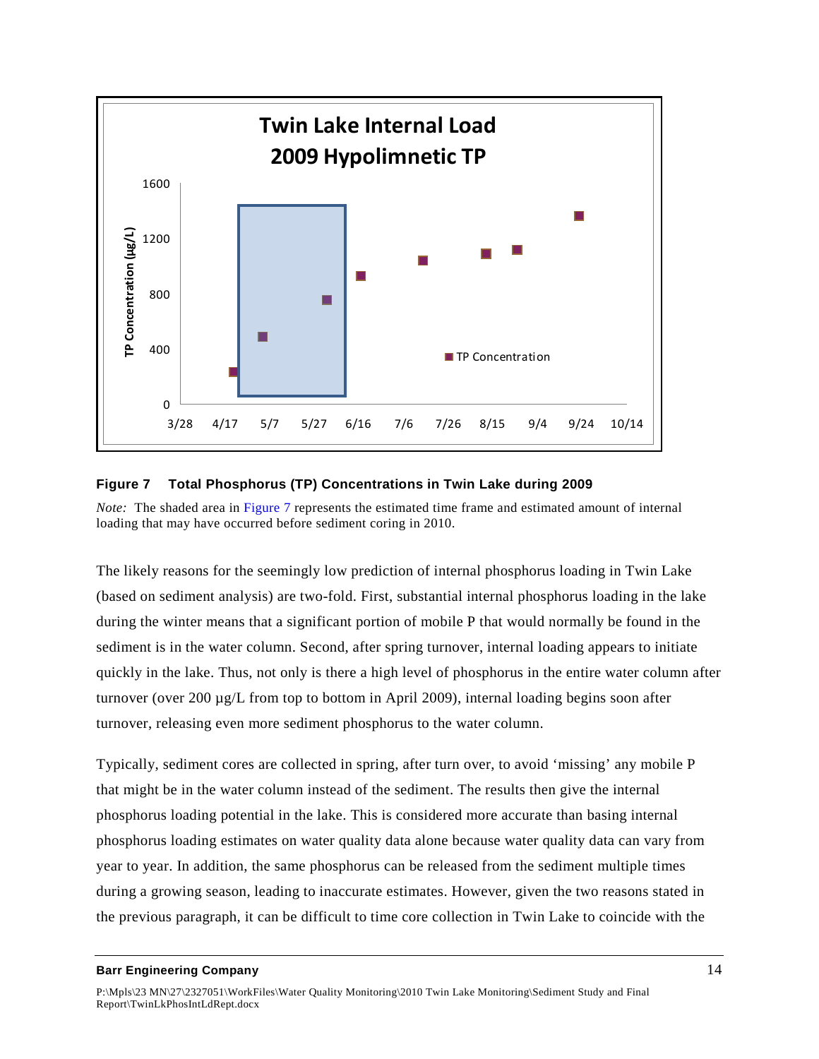**Figure 7 Total Phosphorus (TP) Concentrations in Twin Lake during 2009**

*Note:* The shaded area in Figure 7 represents the estimated time frame and estimated amount of internal loading that may have occurred before sediment coring in 2010.

The likely reasons for the seemingly low prediction of internal phosphorus loading in Twin Lake (based on sediment analysis) are two-fold. First, substantial internal phosphorus loading in the lake during the winter means that a significant portion of mobile P that would normally be found in the sediment is in the water column. Second, after spring turnover, internal loading appears to initiate quickly in the lake. Thus, not only is there a high level of phosphorus in the entire water column after turnover (over 200 µg/L from top to bottom in April 2009), internal loading begins soon after turnover, releasing even more sediment phosphorus to the water column.

Typically, sediment cores are collected in spring, after turn over, to avoid 'missing' any mobile P that might be in the water column instead of the sediment. The results then give the internal phosphorus loading potential in the lake. This is considered more accurate than basing internal phosphorus loading estimates on water quality data alone because water quality data can vary from year to year. In addition, the same phosphorus can be released from the sediment multiple times during a growing season, leading to inaccurate estimates. However, given the two reasons stated in the previous paragraph, it can be difficult to time core collection in Twin Lake to coincide with the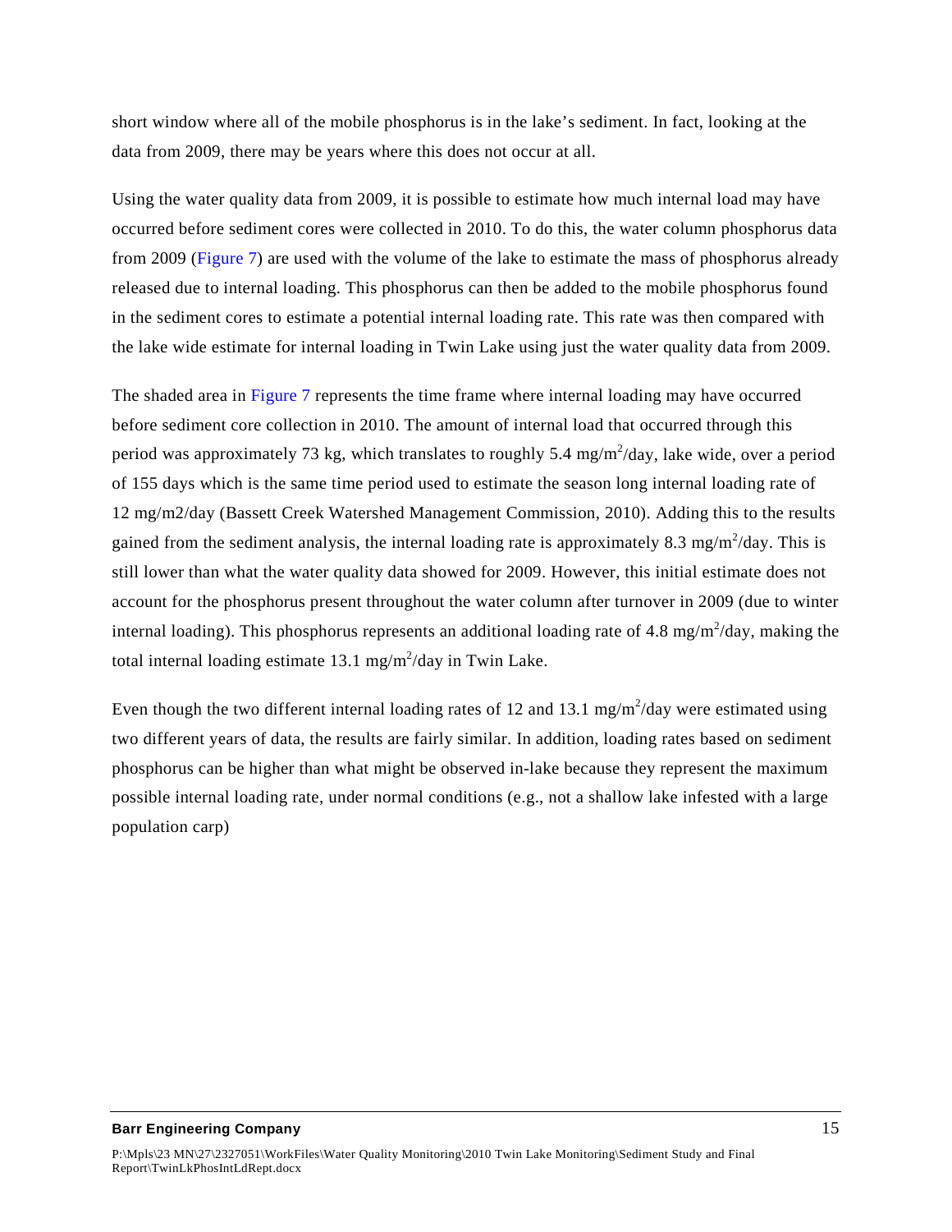short window where all of the mobile phosphorus is in the lake's sediment. In fact, looking at the data from 2009, there may be years where this does not occur at all.

Using the water quality data from 2009, it is possible to estimate how much internal load may have occurred before sediment cores were collected in 2010. To do this, the water column phosphorus data from 2009 (Figure 7) are used with the volume of the lake to estimate the mass of phosphorus already released due to internal loading. This phosphorus can then be added to the mobile phosphorus found in the sediment cores to estimate a potential internal loading rate. This rate was then compared with the lake wide estimate for internal loading in Twin Lake using just the water quality data from 2009.

The shaded area in Figure 7 represents the time frame where internal loading may have occurred before sediment core collection in 2010. The amount of internal load that occurred through this period was approximately 73 kg, which translates to roughly 5.4 mg/m$^2$/day, lake wide, over a period of 155 days which is the same time period used to estimate the season long internal loading rate of 12 mg/m2/day (Bassett Creek Watershed Management Commission, 2010). Adding this to the results gained from the sediment analysis, the internal loading rate is approximately 8.3 mg/m$^2$/day. This is still lower than what the water quality data showed for 2009. However, this initial estimate does not account for the phosphorus present throughout the water column after turnover in 2009 (due to winter internal loading). This phosphorus represents an additional loading rate of 4.8 mg/m$^2$/day, making the total internal loading estimate 13.1 mg/m$^2$/day in Twin Lake.

Even though the two different internal loading rates of 12 and 13.1 mg/m$^2$/day were estimated using two different years of data, the results are fairly similar. In addition, loading rates based on sediment phosphorus can be higher than what might be observed in-lake because they represent the maximum possible internal loading rate, under normal conditions (e.g., not a shallow lake infested with a large population carp)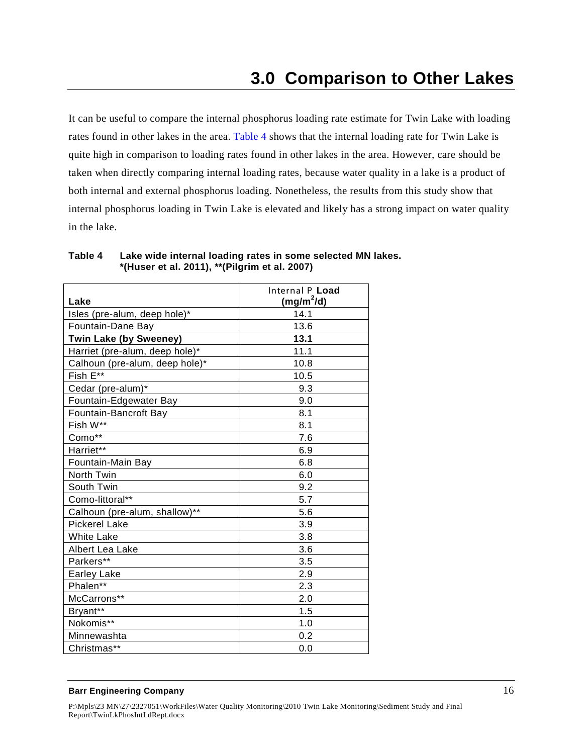# 3.0 Comparison to Other Lakes

It can be useful to compare the internal phosphorus loading rate estimate for Twin Lake with loading rates found in other lakes in the area. Table 4 shows that the internal loading rate for Twin Lake is quite high in comparison to loading rates found in other lakes in the area. However, care should be taken when directly comparing internal loading rates, because water quality in a lake is a product of both internal and external phosphorus loading. Nonetheless, the results from this study show that internal phosphorus loading in Twin Lake is elevated and likely has a strong impact on water quality in the lake.

**Table 4 Lake wide internal loading rates in some selected MN lakes. \*(Huser et al. 2011), \*\*(Pilgrim et al. 2007)**

| Lake | Internal P Load ($mg/m^2/d$) |
|---|---|
| Isles (pre-alum, deep hole)* | 14.1 |
| Fountain-Dane Bay | 13.6 |
| **Twin Lake (by Sweeney)** | **13.1** |
| Harriet (pre-alum, deep hole)* | 11.1 |
| Calhoun (pre-alum, deep hole)* | 10.8 |
| Fish E** | 10.5 |
| Cedar (pre-alum)* | 9.3 |
| Fountain-Edgewater Bay | 9.0 |
| Fountain-Bancroft Bay | 8.1 |
| Fish W** | 8.1 |
| Como** | 7.6 |
| Harriet** | 6.9 |
| Fountain-Main Bay | 6.8 |
| North Twin | 6.0 |
| South Twin | 9.2 |
| Como-littoral** | 5.7 |
| Calhoun (pre-alum, shallow)** | 5.6 |
| Pickerel Lake | 3.9 |
| White Lake | 3.8 |
| Albert Lea Lake | 3.6 |
| Parkers** | 3.5 |
| Earley Lake | 2.9 |
| Phalen** | 2.3 |
| McCarrons** | 2.0 |
| Bryant** | 1.5 |
| Nokomis** | 1.0 |
| Minnewashta | 0.2 |
| Christmas** | 0.0 |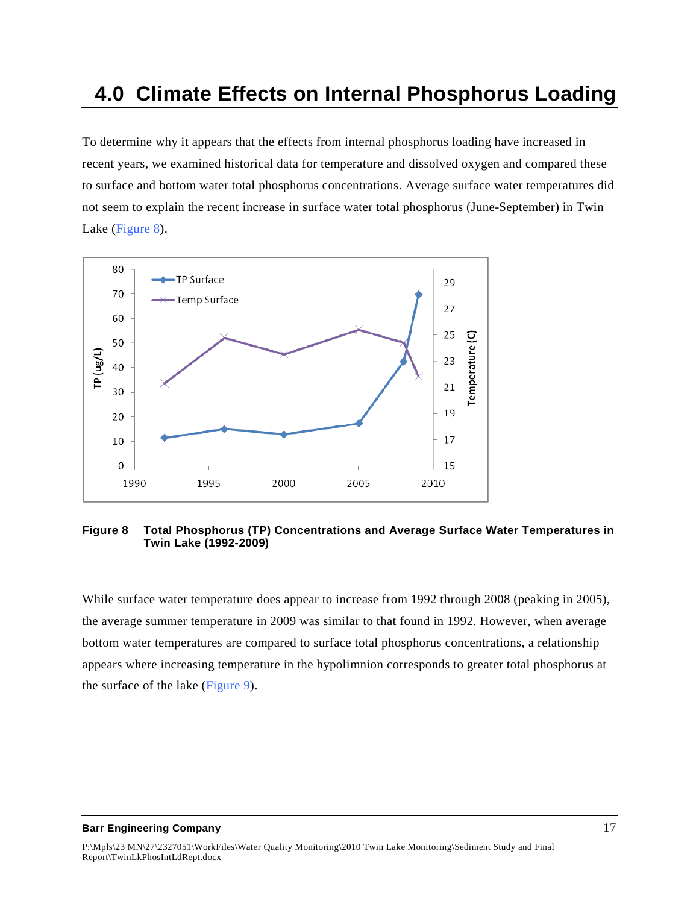# 4.0 Climate Effects on Internal Phosphorus Loading

To determine why it appears that the effects from internal phosphorus loading have increased in recent years, we examined historical data for temperature and dissolved oxygen and compared these to surface and bottom water total phosphorus concentrations. Average surface water temperatures did not seem to explain the recent increase in surface water total phosphorus (June-September) in Twin Lake (Figure 8).

**Figure 8 Total Phosphorus (TP) Concentrations and Average Surface Water Temperatures in Twin Lake (1992-2009)**

While surface water temperature does appear to increase from 1992 through 2008 (peaking in 2005), the average summer temperature in 2009 was similar to that found in 1992. However, when average bottom water temperatures are compared to surface total phosphorus concentrations, a relationship appears where increasing temperature in the hypolimnion corresponds to greater total phosphorus at the surface of the lake (Figure 9).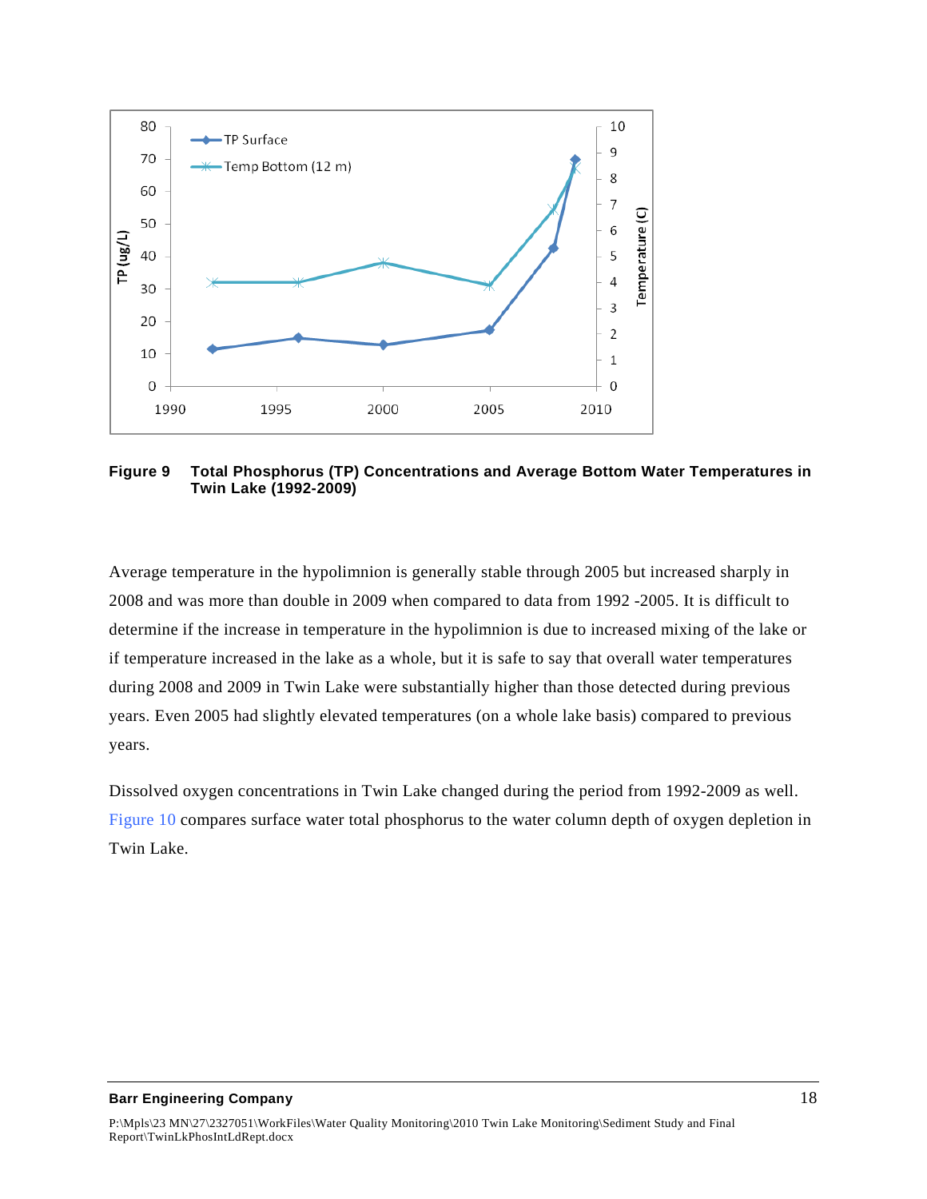**Figure 9 Total Phosphorus (TP) Concentrations and Average Bottom Water Temperatures in Twin Lake (1992-2009)**

Average temperature in the hypolimnion is generally stable through 2005 but increased sharply in 2008 and was more than double in 2009 when compared to data from 1992 -2005. It is difficult to determine if the increase in temperature in the hypolimnion is due to increased mixing of the lake or if temperature increased in the lake as a whole, but it is safe to say that overall water temperatures during 2008 and 2009 in Twin Lake were substantially higher than those detected during previous years. Even 2005 had slightly elevated temperatures (on a whole lake basis) compared to previous years.

Dissolved oxygen concentrations in Twin Lake changed during the period from 1992-2009 as well. Figure 10 compares surface water total phosphorus to the water column depth of oxygen depletion in Twin Lake.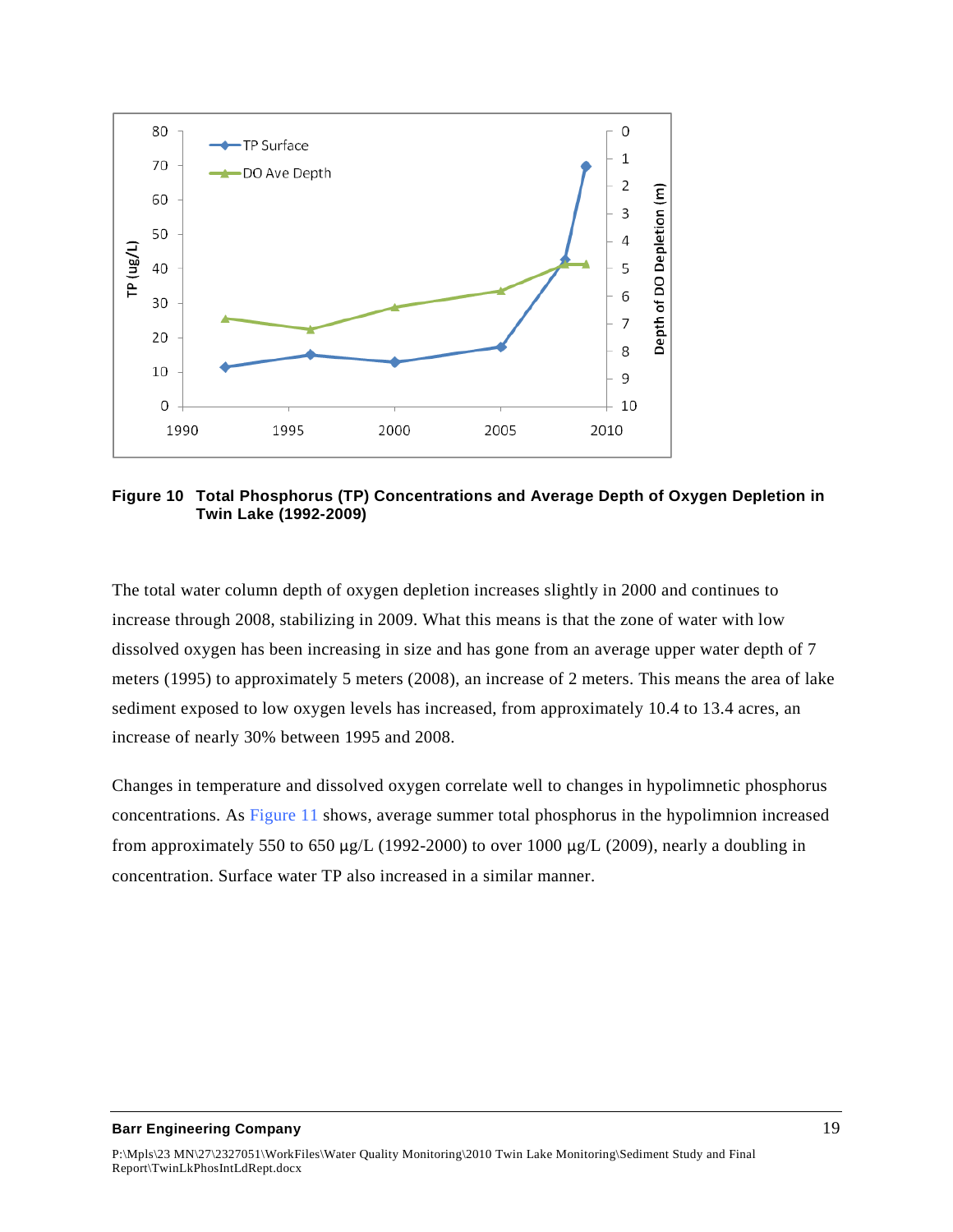**Figure 10 Total Phosphorus (TP) Concentrations and Average Depth of Oxygen Depletion in Twin Lake (1992-2009)**

The total water column depth of oxygen depletion increases slightly in 2000 and continues to increase through 2008, stabilizing in 2009. What this means is that the zone of water with low dissolved oxygen has been increasing in size and has gone from an average upper water depth of 7 meters (1995) to approximately 5 meters (2008), an increase of 2 meters. This means the area of lake sediment exposed to low oxygen levels has increased, from approximately 10.4 to 13.4 acres, an increase of nearly 30% between 1995 and 2008.

Changes in temperature and dissolved oxygen correlate well to changes in hypolimnetic phosphorus concentrations. As Figure 11 shows, average summer total phosphorus in the hypolimnion increased from approximately 550 to 650 μg/L (1992-2000) to over 1000 μg/L (2009), nearly a doubling in concentration. Surface water TP also increased in a similar manner.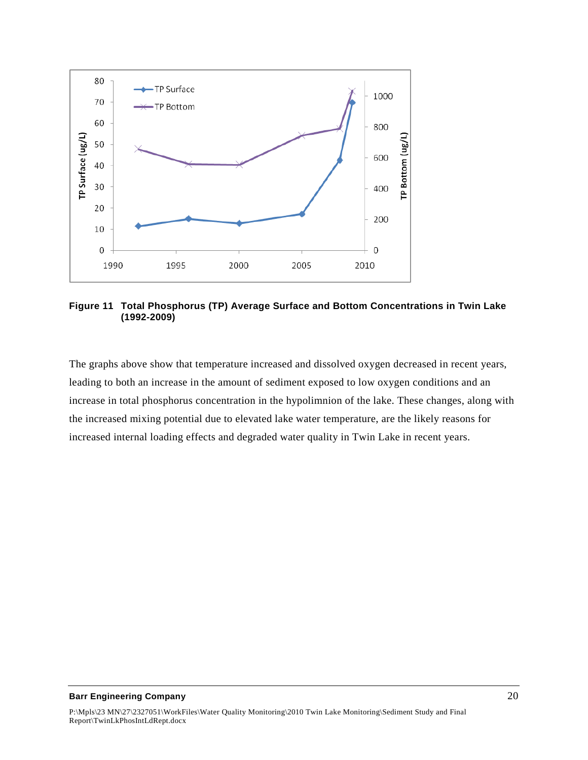**Figure 11 Total Phosphorus (TP) Average Surface and Bottom Concentrations in Twin Lake (1992-2009)**

The graphs above show that temperature increased and dissolved oxygen decreased in recent years, leading to both an increase in the amount of sediment exposed to low oxygen conditions and an increase in total phosphorus concentration in the hypolimnion of the lake. These changes, along with the increased mixing potential due to elevated lake water temperature, are the likely reasons for increased internal loading effects and degraded water quality in Twin Lake in recent years.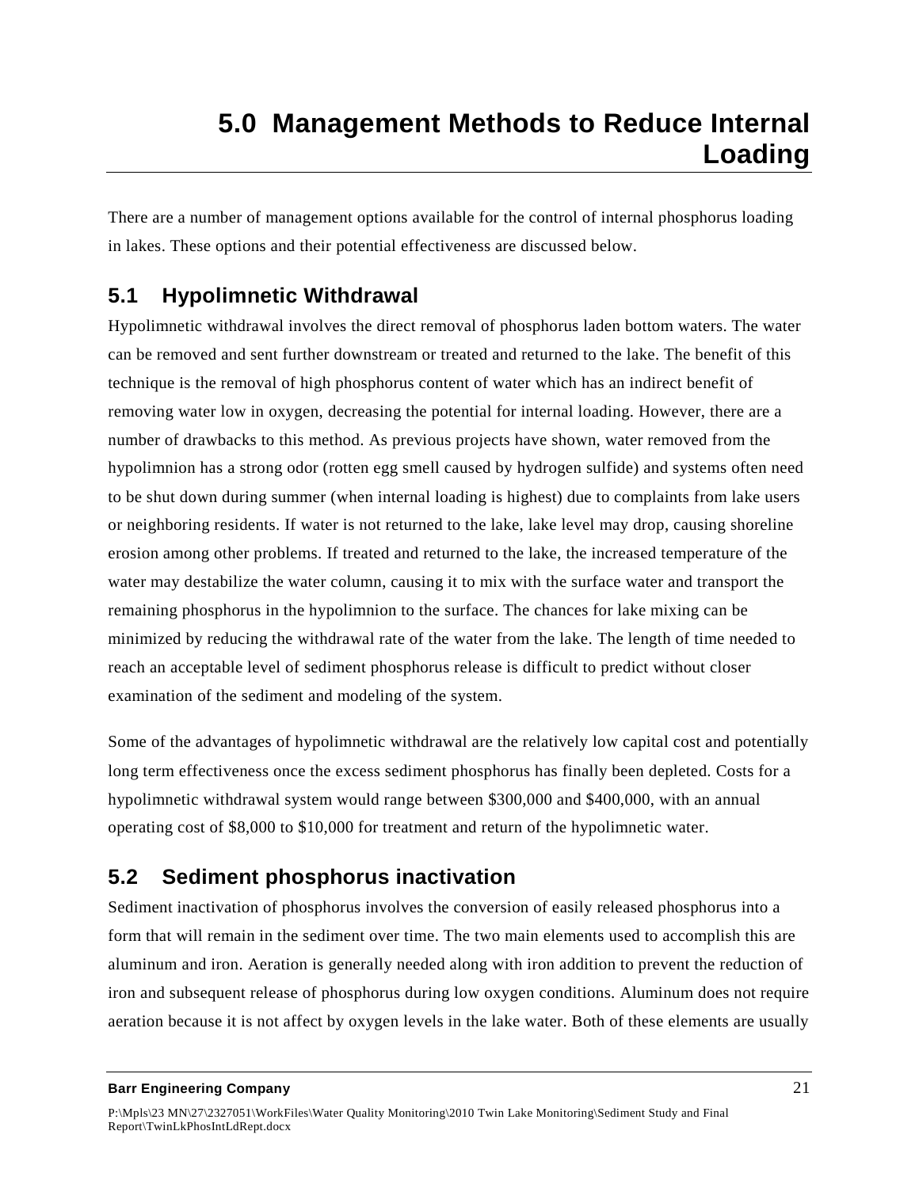# 5.0 Management Methods to Reduce Internal Loading

There are a number of management options available for the control of internal phosphorus loading in lakes. These options and their potential effectiveness are discussed below.

## 5.1 Hypolimnetic Withdrawal

Hypolimnetic withdrawal involves the direct removal of phosphorus laden bottom waters. The water can be removed and sent further downstream or treated and returned to the lake. The benefit of this technique is the removal of high phosphorus content of water which has an indirect benefit of removing water low in oxygen, decreasing the potential for internal loading. However, there are a number of drawbacks to this method. As previous projects have shown, water removed from the hypolimnion has a strong odor (rotten egg smell caused by hydrogen sulfide) and systems often need to be shut down during summer (when internal loading is highest) due to complaints from lake users or neighboring residents. If water is not returned to the lake, lake level may drop, causing shoreline erosion among other problems. If treated and returned to the lake, the increased temperature of the water may destabilize the water column, causing it to mix with the surface water and transport the remaining phosphorus in the hypolimnion to the surface. The chances for lake mixing can be minimized by reducing the withdrawal rate of the water from the lake. The length of time needed to reach an acceptable level of sediment phosphorus release is difficult to predict without closer examination of the sediment and modeling of the system.

Some of the advantages of hypolimnetic withdrawal are the relatively low capital cost and potentially long term effectiveness once the excess sediment phosphorus has finally been depleted. Costs for a hypolimnetic withdrawal system would range between $300,000 and $400,000, with an annual operating cost of $8,000 to $10,000 for treatment and return of the hypolimnetic water.

## 5.2 Sediment phosphorus inactivation

Sediment inactivation of phosphorus involves the conversion of easily released phosphorus into a form that will remain in the sediment over time. The two main elements used to accomplish this are aluminum and iron. Aeration is generally needed along with iron addition to prevent the reduction of iron and subsequent release of phosphorus during low oxygen conditions. Aluminum does not require aeration because it is not affect by oxygen levels in the lake water. Both of these elements are usually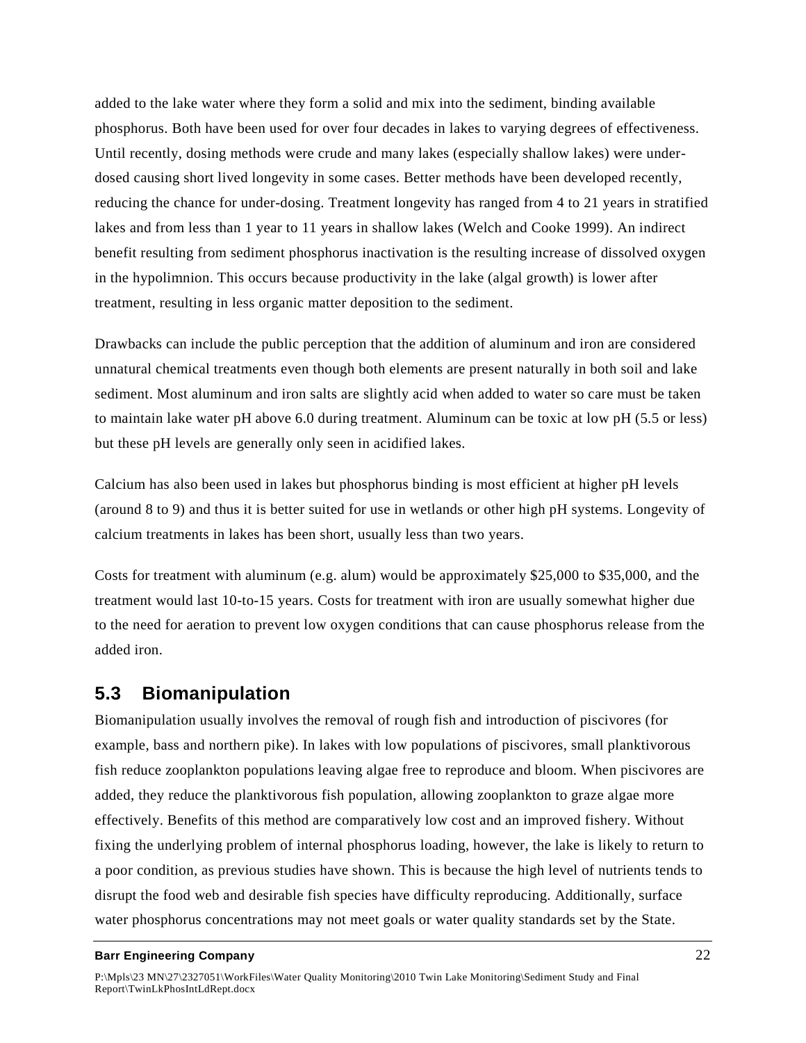added to the lake water where they form a solid and mix into the sediment, binding available phosphorus. Both have been used for over four decades in lakes to varying degrees of effectiveness. Until recently, dosing methods were crude and many lakes (especially shallow lakes) were under-dosed causing short lived longevity in some cases. Better methods have been developed recently, reducing the chance for under-dosing. Treatment longevity has ranged from 4 to 21 years in stratified lakes and from less than 1 year to 11 years in shallow lakes (Welch and Cooke 1999). An indirect benefit resulting from sediment phosphorus inactivation is the resulting increase of dissolved oxygen in the hypolimnion. This occurs because productivity in the lake (algal growth) is lower after treatment, resulting in less organic matter deposition to the sediment.

Drawbacks can include the public perception that the addition of aluminum and iron are considered unnatural chemical treatments even though both elements are present naturally in both soil and lake sediment. Most aluminum and iron salts are slightly acid when added to water so care must be taken to maintain lake water pH above 6.0 during treatment. Aluminum can be toxic at low pH (5.5 or less) but these pH levels are generally only seen in acidified lakes.

Calcium has also been used in lakes but phosphorus binding is most efficient at higher pH levels (around 8 to 9) and thus it is better suited for use in wetlands or other high pH systems. Longevity of calcium treatments in lakes has been short, usually less than two years.

Costs for treatment with aluminum (e.g. alum) would be approximately $25,000 to $35,000, and the treatment would last 10-to-15 years. Costs for treatment with iron are usually somewhat higher due to the need for aeration to prevent low oxygen conditions that can cause phosphorus release from the added iron.

## 5.3 Biomanipulation

Biomanipulation usually involves the removal of rough fish and introduction of piscivores (for example, bass and northern pike). In lakes with low populations of piscivores, small planktivorous fish reduce zooplankton populations leaving algae free to reproduce and bloom. When piscivores are added, they reduce the planktivorous fish population, allowing zooplankton to graze algae more effectively. Benefits of this method are comparatively low cost and an improved fishery. Without fixing the underlying problem of internal phosphorus loading, however, the lake is likely to return to a poor condition, as previous studies have shown. This is because the high level of nutrients tends to disrupt the food web and desirable fish species have difficulty reproducing. Additionally, surface water phosphorus concentrations may not meet goals or water quality standards set by the State.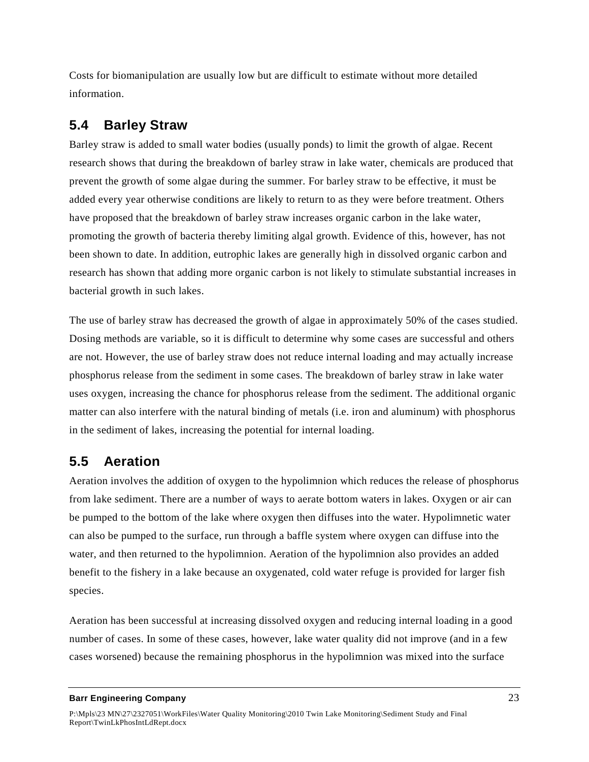Costs for biomanipulation are usually low but are difficult to estimate without more detailed information.

## 5.4 Barley Straw

Barley straw is added to small water bodies (usually ponds) to limit the growth of algae. Recent research shows that during the breakdown of barley straw in lake water, chemicals are produced that prevent the growth of some algae during the summer. For barley straw to be effective, it must be added every year otherwise conditions are likely to return to as they were before treatment. Others have proposed that the breakdown of barley straw increases organic carbon in the lake water, promoting the growth of bacteria thereby limiting algal growth. Evidence of this, however, has not been shown to date. In addition, eutrophic lakes are generally high in dissolved organic carbon and research has shown that adding more organic carbon is not likely to stimulate substantial increases in bacterial growth in such lakes.

The use of barley straw has decreased the growth of algae in approximately 50% of the cases studied. Dosing methods are variable, so it is difficult to determine why some cases are successful and others are not. However, the use of barley straw does not reduce internal loading and may actually increase phosphorus release from the sediment in some cases. The breakdown of barley straw in lake water uses oxygen, increasing the chance for phosphorus release from the sediment. The additional organic matter can also interfere with the natural binding of metals (i.e. iron and aluminum) with phosphorus in the sediment of lakes, increasing the potential for internal loading.

## 5.5 Aeration

Aeration involves the addition of oxygen to the hypolimnion which reduces the release of phosphorus from lake sediment. There are a number of ways to aerate bottom waters in lakes. Oxygen or air can be pumped to the bottom of the lake where oxygen then diffuses into the water. Hypolimnetic water can also be pumped to the surface, run through a baffle system where oxygen can diffuse into the water, and then returned to the hypolimnion. Aeration of the hypolimnion also provides an added benefit to the fishery in a lake because an oxygenated, cold water refuge is provided for larger fish species.

Aeration has been successful at increasing dissolved oxygen and reducing internal loading in a good number of cases. In some of these cases, however, lake water quality did not improve (and in a few cases worsened) because the remaining phosphorus in the hypolimnion was mixed into the surface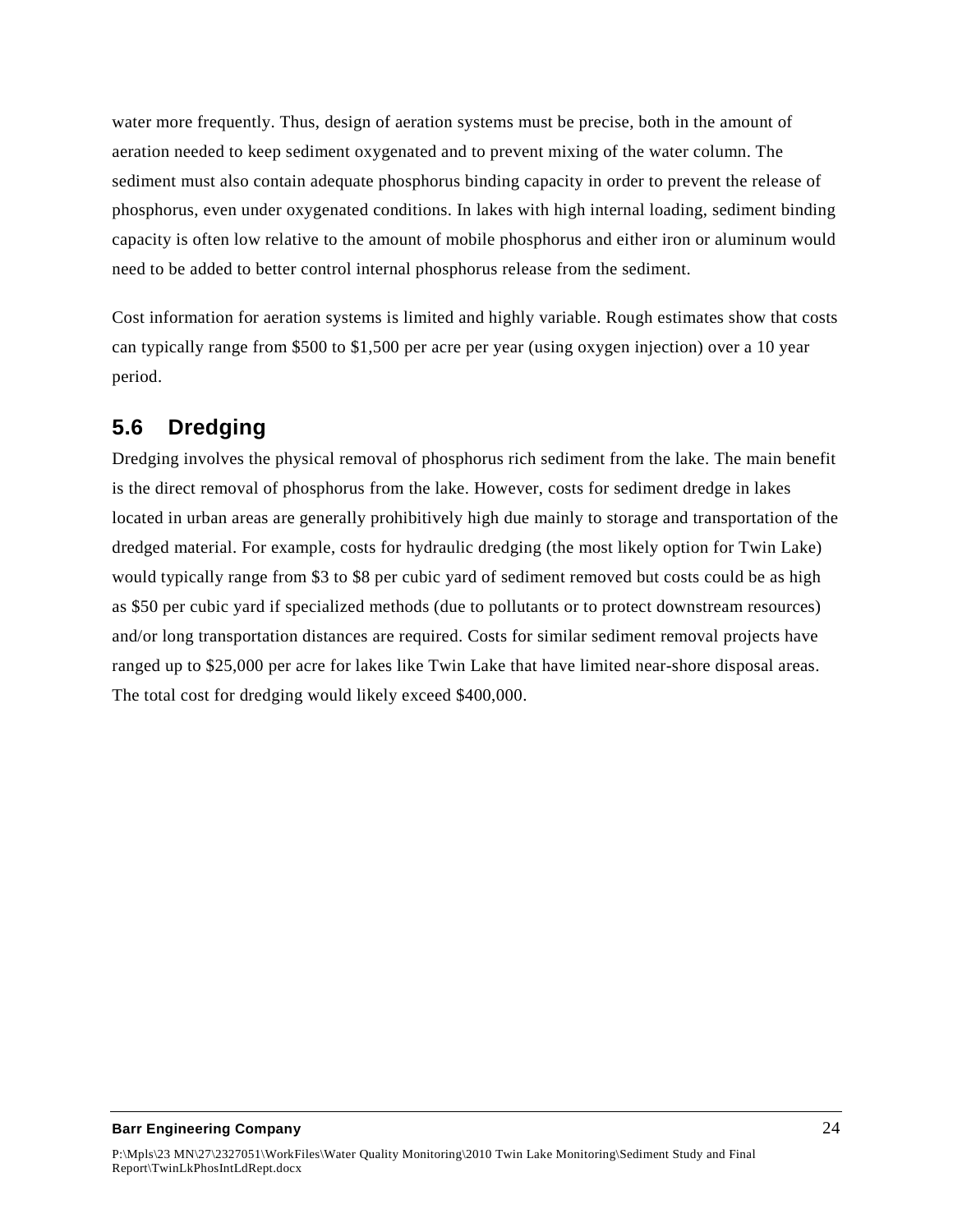water more frequently. Thus, design of aeration systems must be precise, both in the amount of aeration needed to keep sediment oxygenated and to prevent mixing of the water column. The sediment must also contain adequate phosphorus binding capacity in order to prevent the release of phosphorus, even under oxygenated conditions. In lakes with high internal loading, sediment binding capacity is often low relative to the amount of mobile phosphorus and either iron or aluminum would need to be added to better control internal phosphorus release from the sediment.

Cost information for aeration systems is limited and highly variable. Rough estimates show that costs can typically range from $500 to $1,500 per acre per year (using oxygen injection) over a 10 year period.

## 5.6 Dredging

Dredging involves the physical removal of phosphorus rich sediment from the lake. The main benefit is the direct removal of phosphorus from the lake. However, costs for sediment dredge in lakes located in urban areas are generally prohibitively high due mainly to storage and transportation of the dredged material. For example, costs for hydraulic dredging (the most likely option for Twin Lake) would typically range from $3 to $8 per cubic yard of sediment removed but costs could be as high as $50 per cubic yard if specialized methods (due to pollutants or to protect downstream resources) and/or long transportation distances are required. Costs for similar sediment removal projects have ranged up to $25,000 per acre for lakes like Twin Lake that have limited near-shore disposal areas. The total cost for dredging would likely exceed $400,000.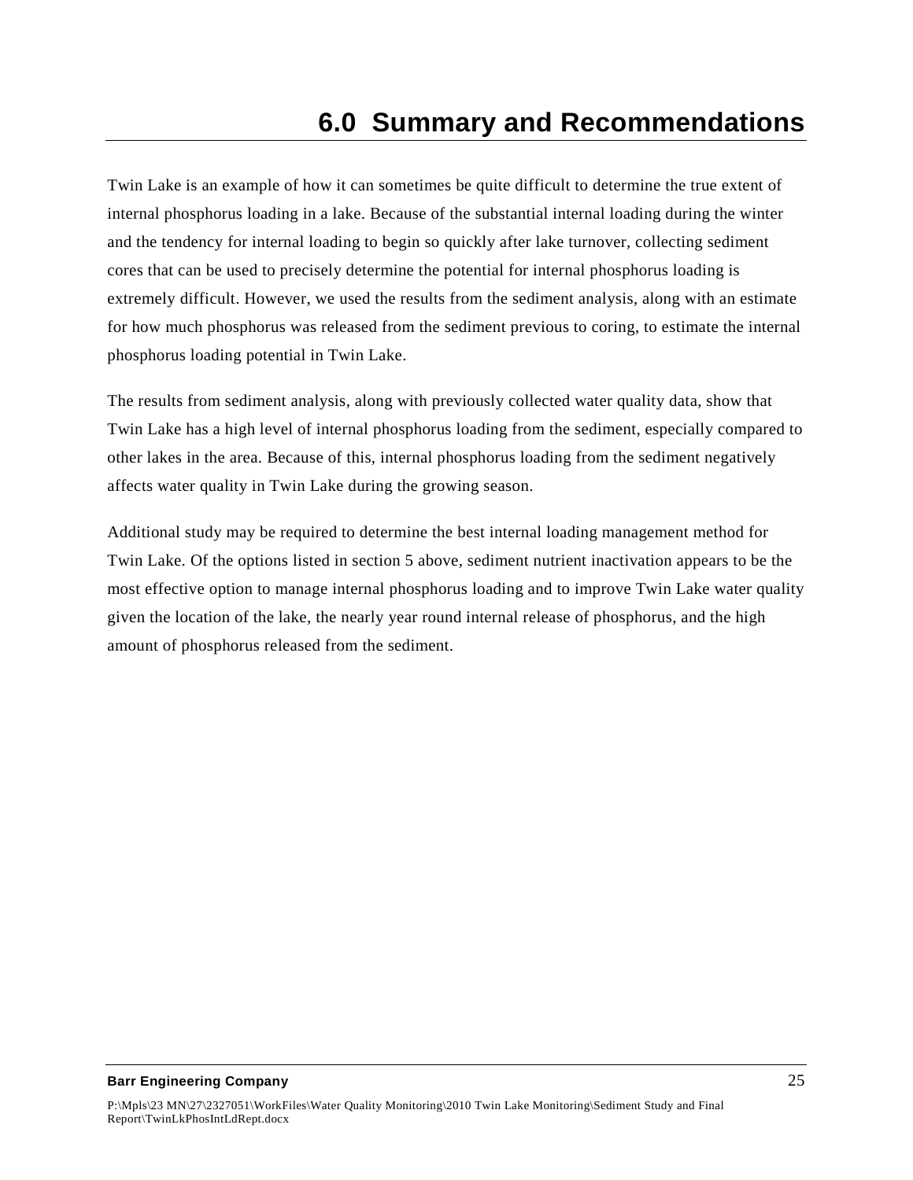# 6.0 Summary and Recommendations

Twin Lake is an example of how it can sometimes be quite difficult to determine the true extent of internal phosphorus loading in a lake. Because of the substantial internal loading during the winter and the tendency for internal loading to begin so quickly after lake turnover, collecting sediment cores that can be used to precisely determine the potential for internal phosphorus loading is extremely difficult. However, we used the results from the sediment analysis, along with an estimate for how much phosphorus was released from the sediment previous to coring, to estimate the internal phosphorus loading potential in Twin Lake.

The results from sediment analysis, along with previously collected water quality data, show that Twin Lake has a high level of internal phosphorus loading from the sediment, especially compared to other lakes in the area. Because of this, internal phosphorus loading from the sediment negatively affects water quality in Twin Lake during the growing season.

Additional study may be required to determine the best internal loading management method for Twin Lake. Of the options listed in section 5 above, sediment nutrient inactivation appears to be the most effective option to manage internal phosphorus loading and to improve Twin Lake water quality given the location of the lake, the nearly year round internal release of phosphorus, and the high amount of phosphorus released from the sediment.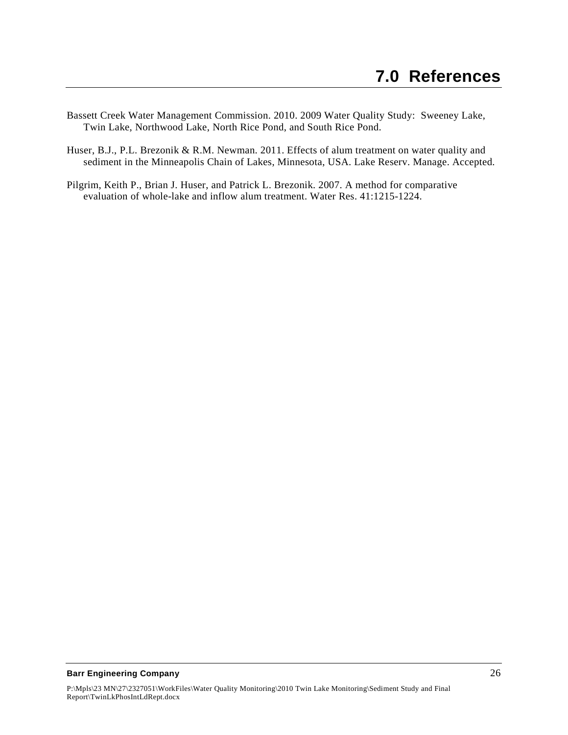# 7.0 References

Bassett Creek Water Management Commission. 2010. 2009 Water Quality Study: Sweeney Lake, Twin Lake, Northwood Lake, North Rice Pond, and South Rice Pond.

Huser, B.J., P.L. Brezonik & R.M. Newman. 2011. Effects of alum treatment on water quality and sediment in the Minneapolis Chain of Lakes, Minnesota, USA. Lake Reserv. Manage. Accepted.

Pilgrim, Keith P., Brian J. Huser, and Patrick L. Brezonik. 2007. A method for comparative evaluation of whole-lake and inflow alum treatment. Water Res. 41:1215-1224.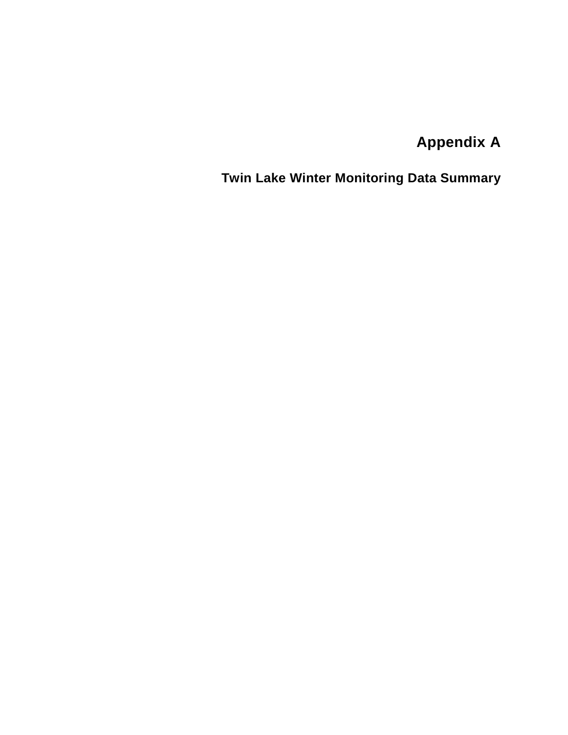# Appendix A

## Twin Lake Winter Monitoring Data Summary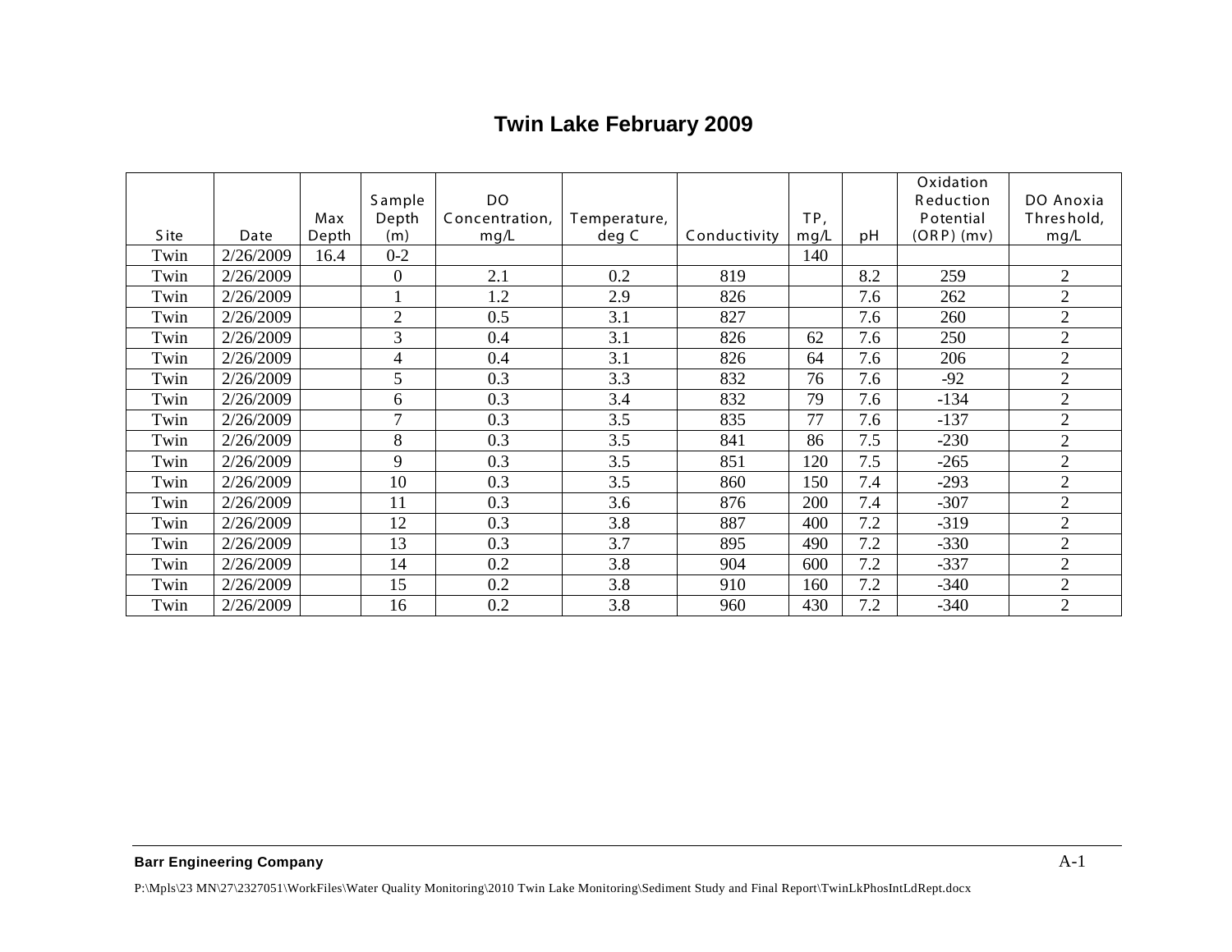# Twin Lake February 2009

| Site | Date | Max Depth | Sample Depth (m) | DO Concentration, mg/L | Temperature, deg C | Conductivity | TP, mg/L | pH | Oxidation Reduction Potential (ORP) (mv) | DO Anoxia Threshold, mg/L |
|---|---|---|---|---|---|---|---|---|---|---|
| Twin | 2/26/2009 | 16.4 | 0-2 | | | | 140 | | | |
| Twin | 2/26/2009 | | 0 | 2.1 | 0.2 | 819 | | 8.2 | 259 | 2 |
| Twin | 2/26/2009 | | 1 | 1.2 | 2.9 | 826 | | 7.6 | 262 | 2 |
| Twin | 2/26/2009 | | 2 | 0.5 | 3.1 | 827 | | 7.6 | 260 | 2 |
| Twin | 2/26/2009 | | 3 | 0.4 | 3.1 | 826 | 62 | 7.6 | 250 | 2 |
| Twin | 2/26/2009 | | 4 | 0.4 | 3.1 | 826 | 64 | 7.6 | 206 | 2 |
| Twin | 2/26/2009 | | 5 | 0.3 | 3.3 | 832 | 76 | 7.6 | -92 | 2 |
| Twin | 2/26/2009 | | 6 | 0.3 | 3.4 | 832 | 79 | 7.6 | -134 | 2 |
| Twin | 2/26/2009 | | 7 | 0.3 | 3.5 | 835 | 77 | 7.6 | -137 | 2 |
| Twin | 2/26/2009 | | 8 | 0.3 | 3.5 | 841 | 86 | 7.5 | -230 | 2 |
| Twin | 2/26/2009 | | 9 | 0.3 | 3.5 | 851 | 120 | 7.5 | -265 | 2 |
| Twin | 2/26/2009 | | 10 | 0.3 | 3.5 | 860 | 150 | 7.4 | -293 | 2 |
| Twin | 2/26/2009 | | 11 | 0.3 | 3.6 | 876 | 200 | 7.4 | -307 | 2 |
| Twin | 2/26/2009 | | 12 | 0.3 | 3.8 | 887 | 400 | 7.2 | -319 | 2 |
| Twin | 2/26/2009 | | 13 | 0.3 | 3.7 | 895 | 490 | 7.2 | -330 | 2 |
| Twin | 2/26/2009 | | 14 | 0.2 | 3.8 | 904 | 600 | 7.2 | -337 | 2 |
| Twin | 2/26/2009 | | 15 | 0.2 | 3.8 | 910 | 160 | 7.2 | -340 | 2 |
| Twin | 2/26/2009 | | 16 | 0.2 | 3.8 | 960 | 430 | 7.2 | -340 | 2 |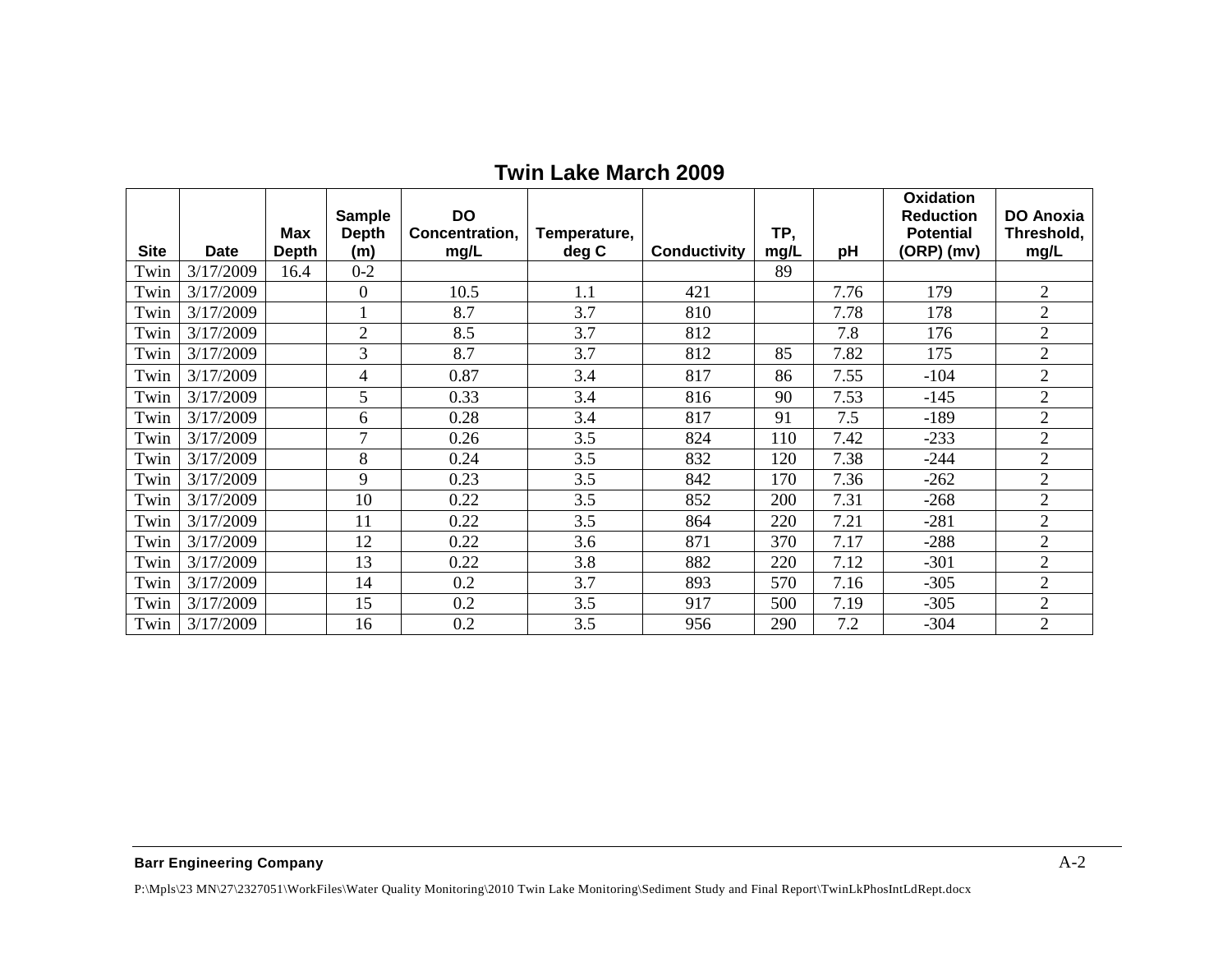## Twin Lake March 2009

| Site | Date | Max Depth | Sample Depth (m) | DO Concentration, mg/L | Temperature, deg C | Conductivity | TP, mg/L | pH | Oxidation Reduction Potential (ORP) (mv) | DO Anoxia Threshold, mg/L |
|---|---|---|---|---|---|---|---|---|---|---|
| Twin | 3/17/2009 | 16.4 | 0-2 | | | | 89 | | | |
| Twin | 3/17/2009 | | 0 | 10.5 | 1.1 | 421 | | 7.76 | 179 | 2 |
| Twin | 3/17/2009 | | 1 | 8.7 | 3.7 | 810 | | 7.78 | 178 | 2 |
| Twin | 3/17/2009 | | 2 | 8.5 | 3.7 | 812 | | 7.8 | 176 | 2 |
| Twin | 3/17/2009 | | 3 | 8.7 | 3.7 | 812 | 85 | 7.82 | 175 | 2 |
| Twin | 3/17/2009 | | 4 | 0.87 | 3.4 | 817 | 86 | 7.55 | -104 | 2 |
| Twin | 3/17/2009 | | 5 | 0.33 | 3.4 | 816 | 90 | 7.53 | -145 | 2 |
| Twin | 3/17/2009 | | 6 | 0.28 | 3.4 | 817 | 91 | 7.5 | -189 | 2 |
| Twin | 3/17/2009 | | 7 | 0.26 | 3.5 | 824 | 110 | 7.42 | -233 | 2 |
| Twin | 3/17/2009 | | 8 | 0.24 | 3.5 | 832 | 120 | 7.38 | -244 | 2 |
| Twin | 3/17/2009 | | 9 | 0.23 | 3.5 | 842 | 170 | 7.36 | -262 | 2 |
| Twin | 3/17/2009 | | 10 | 0.22 | 3.5 | 852 | 200 | 7.31 | -268 | 2 |
| Twin | 3/17/2009 | | 11 | 0.22 | 3.5 | 864 | 220 | 7.21 | -281 | 2 |
| Twin | 3/17/2009 | | 12 | 0.22 | 3.6 | 871 | 370 | 7.17 | -288 | 2 |
| Twin | 3/17/2009 | | 13 | 0.22 | 3.8 | 882 | 220 | 7.12 | -301 | 2 |
| Twin | 3/17/2009 | | 14 | 0.2 | 3.7 | 893 | 570 | 7.16 | -305 | 2 |
| Twin | 3/17/2009 | | 15 | 0.2 | 3.5 | 917 | 500 | 7.19 | -305 | 2 |
| Twin | 3/17/2009 | | 16 | 0.2 | 3.5 | 956 | 290 | 7.2 | -304 | 2 |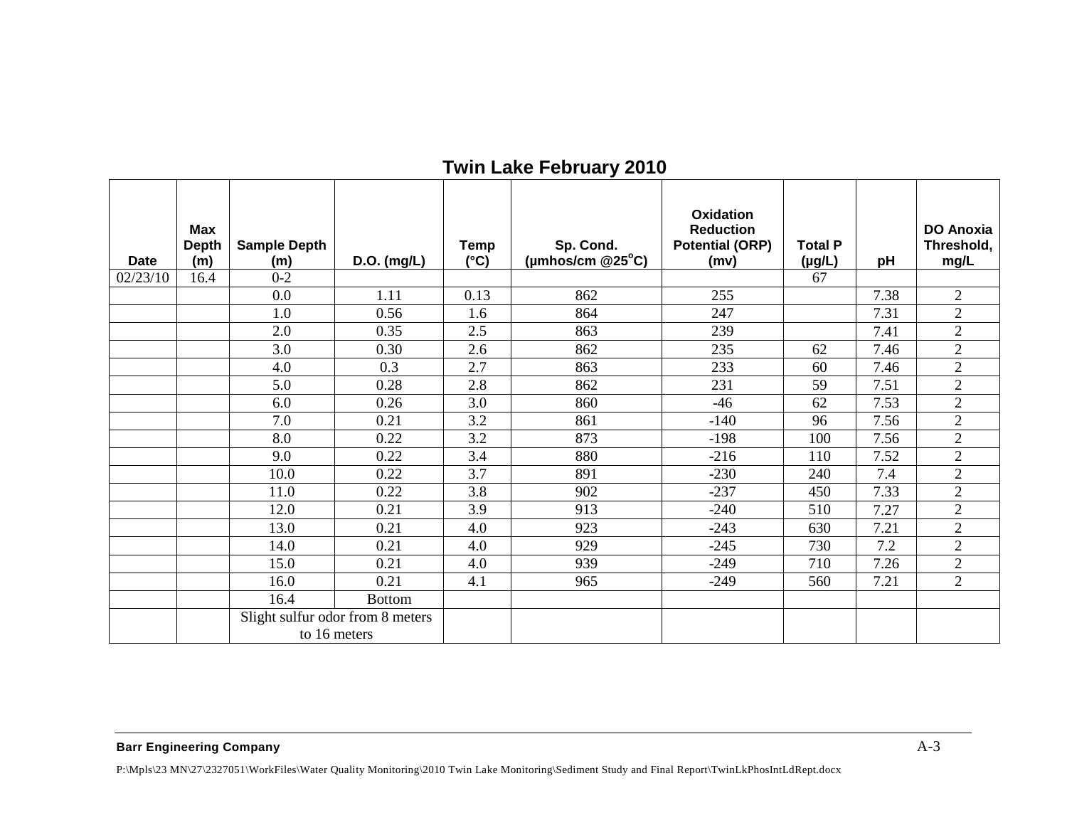## Twin Lake February 2010

| Date | Max Depth (m) | Sample Depth (m) | D.O. (mg/L) | Temp (°C) | Sp. Cond. (μmhos/cm @25°C) | Oxidation Reduction Potential (ORP) (mv) | Total P (μg/L) | pH | DO Anoxia Threshold, mg/L |
|---|---|---|---|---|---|---|---|---|---|
| 02/23/10 | 16.4 | 0-2 | | | | | 67 | | |
| | | 0.0 | 1.11 | 0.13 | 862 | 255 | | 7.38 | 2 |
| | | 1.0 | 0.56 | 1.6 | 864 | 247 | | 7.31 | 2 |
| | | 2.0 | 0.35 | 2.5 | 863 | 239 | | 7.41 | 2 |
| | | 3.0 | 0.30 | 2.6 | 862 | 235 | 62 | 7.46 | 2 |
| | | 4.0 | 0.3 | 2.7 | 863 | 233 | 60 | 7.46 | 2 |
| | | 5.0 | 0.28 | 2.8 | 862 | 231 | 59 | 7.51 | 2 |
| | | 6.0 | 0.26 | 3.0 | 860 | -46 | 62 | 7.53 | 2 |
| | | 7.0 | 0.21 | 3.2 | 861 | -140 | 96 | 7.56 | 2 |
| | | 8.0 | 0.22 | 3.2 | 873 | -198 | 100 | 7.56 | 2 |
| | | 9.0 | 0.22 | 3.4 | 880 | -216 | 110 | 7.52 | 2 |
| | | 10.0 | 0.22 | 3.7 | 891 | -230 | 240 | 7.4 | 2 |
| | | 11.0 | 0.22 | 3.8 | 902 | -237 | 450 | 7.33 | 2 |
| | | 12.0 | 0.21 | 3.9 | 913 | -240 | 510 | 7.27 | 2 |
| | | 13.0 | 0.21 | 4.0 | 923 | -243 | 630 | 7.21 | 2 |
| | | 14.0 | 0.21 | 4.0 | 929 | -245 | 730 | 7.2 | 2 |
| | | 15.0 | 0.21 | 4.0 | 939 | -249 | 710 | 7.26 | 2 |
| | | 16.0 | 0.21 | 4.1 | 965 | -249 | 560 | 7.21 | 2 |
| | | 16.4 | Bottom | | | | | | |
| | | Slight sulfur odor from 8 meters to 16 meters | | | | | | | |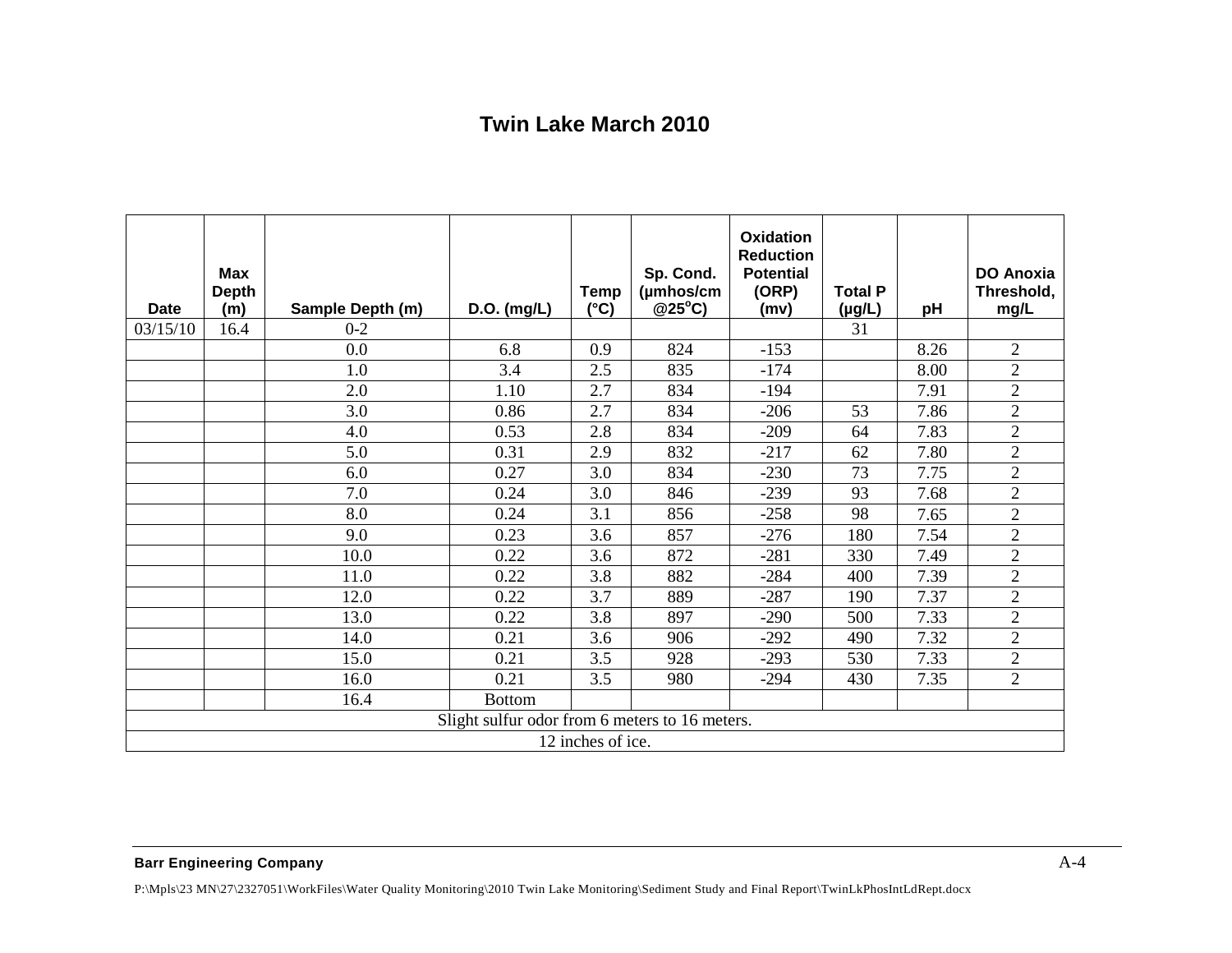# Twin Lake March 2010

| Date | Max Depth (m) | Sample Depth (m) | D.O. (mg/L) | Temp (°C) | Sp. Cond. (µmhos/cm @25°C) | Oxidation Reduction Potential (ORP) (mv) | Total P (µg/L) | pH | DO Anoxia Threshold, mg/L |
|---|---|---|---|---|---|---|---|---|---|
| 03/15/10 | 16.4 | 0-2 | | | | | 31 | | |
| | | 0.0 | 6.8 | 0.9 | 824 | -153 | | 8.26 | 2 |
| | | 1.0 | 3.4 | 2.5 | 835 | -174 | | 8.00 | 2 |
| | | 2.0 | 1.10 | 2.7 | 834 | -194 | | 7.91 | 2 |
| | | 3.0 | 0.86 | 2.7 | 834 | -206 | 53 | 7.86 | 2 |
| | | 4.0 | 0.53 | 2.8 | 834 | -209 | 64 | 7.83 | 2 |
| | | 5.0 | 0.31 | 2.9 | 832 | -217 | 62 | 7.80 | 2 |
| | | 6.0 | 0.27 | 3.0 | 834 | -230 | 73 | 7.75 | 2 |
| | | 7.0 | 0.24 | 3.0 | 846 | -239 | 93 | 7.68 | 2 |
| | | 8.0 | 0.24 | 3.1 | 856 | -258 | 98 | 7.65 | 2 |
| | | 9.0 | 0.23 | 3.6 | 857 | -276 | 180 | 7.54 | 2 |
| | | 10.0 | 0.22 | 3.6 | 872 | -281 | 330 | 7.49 | 2 |
| | | 11.0 | 0.22 | 3.8 | 882 | -284 | 400 | 7.39 | 2 |
| | | 12.0 | 0.22 | 3.7 | 889 | -287 | 190 | 7.37 | 2 |
| | | 13.0 | 0.22 | 3.8 | 897 | -290 | 500 | 7.33 | 2 |
| | | 14.0 | 0.21 | 3.6 | 906 | -292 | 490 | 7.32 | 2 |
| | | 15.0 | 0.21 | 3.5 | 928 | -293 | 530 | 7.33 | 2 |
| | | 16.0 | 0.21 | 3.5 | 980 | -294 | 430 | 7.35 | 2 |
| | | 16.4 | Bottom | | | | | | |
| Slight sulfur odor from 6 meters to 16 meters. | | | | | | | | | |
| 12 inches of ice. | | | | | | | | | |

**Barr Engineering Company**

P:\Mpls\23 MN\27\2327051\WorkFiles\Water Quality Monitoring\2010 Twin Lake Monitoring\Sediment Study and Final Report\TwinLkPhosIntLdRept.docx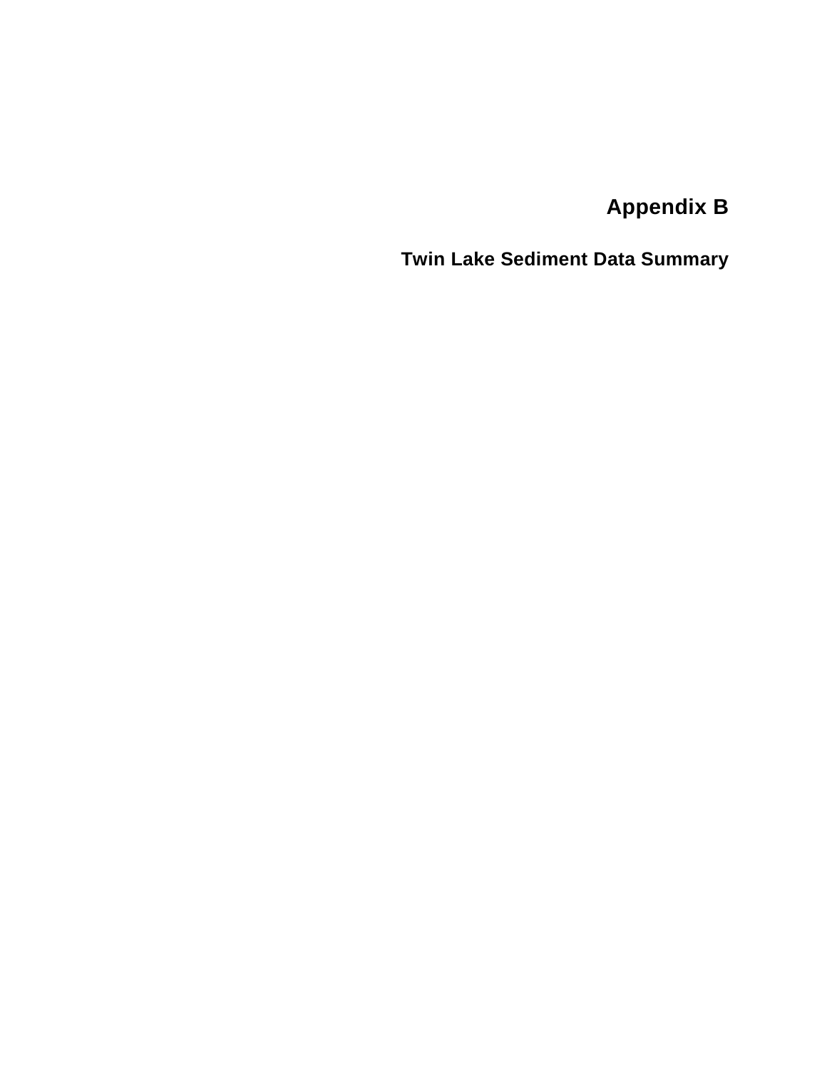# Appendix B

## Twin Lake Sediment Data Summary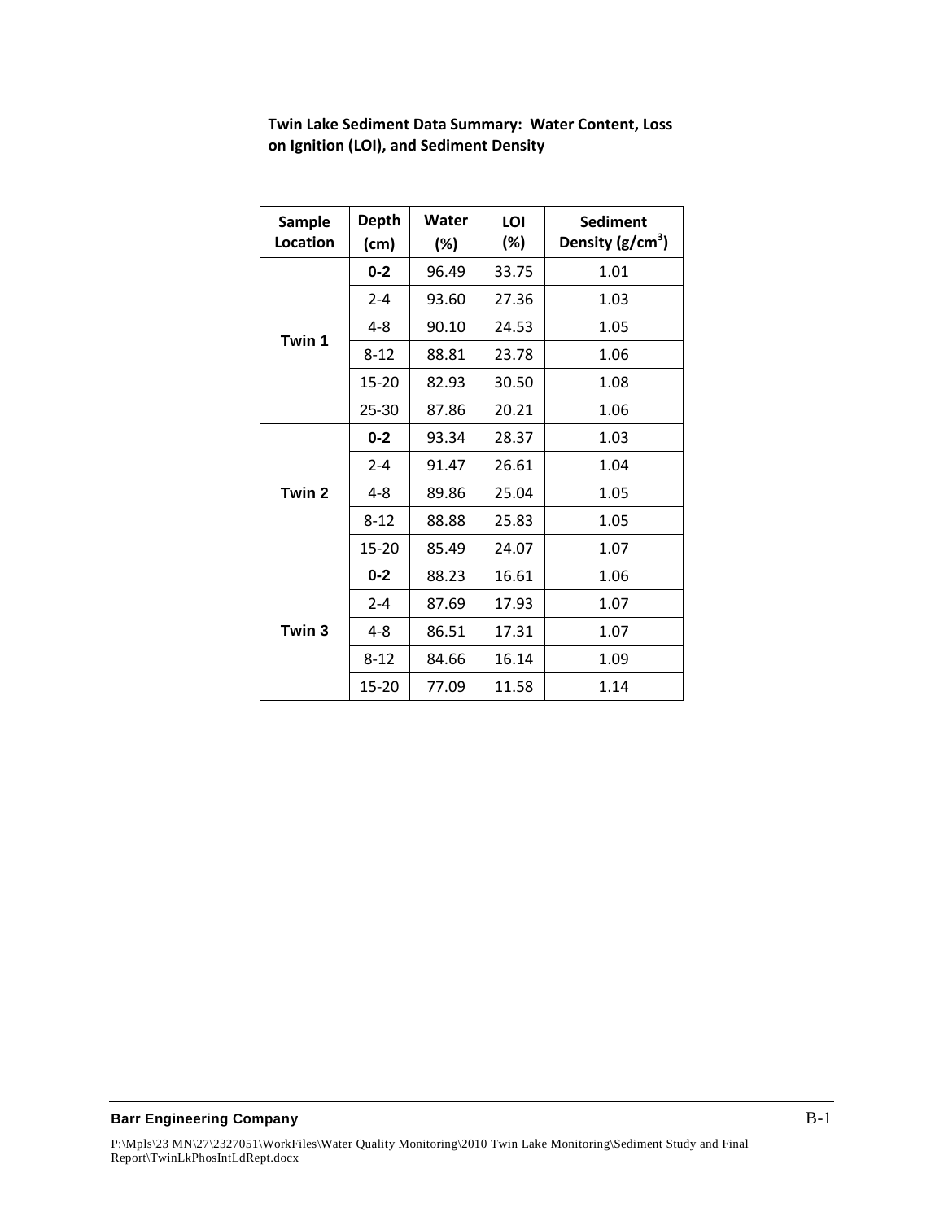**Twin Lake Sediment Data Summary: Water Content, Loss on Ignition (LOI), and Sediment Density**

| Sample Location | Depth (cm) | Water (%) | LOI (%) | Sediment Density ($g/cm^3$) |
|---|---|---|---|---|
| Twin 1 | 0-2 | 96.49 | 33.75 | 1.01 |
| | 2-4 | 93.60 | 27.36 | 1.03 |
| | 4-8 | 90.10 | 24.53 | 1.05 |
| | 8-12 | 88.81 | 23.78 | 1.06 |
| | 15-20 | 82.93 | 30.50 | 1.08 |
| | 25-30 | 87.86 | 20.21 | 1.06 |
| Twin 2 | 0-2 | 93.34 | 28.37 | 1.03 |
| | 2-4 | 91.47 | 26.61 | 1.04 |
| | 4-8 | 89.86 | 25.04 | 1.05 |
| | 8-12 | 88.88 | 25.83 | 1.05 |
| | 15-20 | 85.49 | 24.07 | 1.07 |
| Twin 3 | 0-2 | 88.23 | 16.61 | 1.06 |
| | 2-4 | 87.69 | 17.93 | 1.07 |
| | 4-8 | 86.51 | 17.31 | 1.07 |
| | 8-12 | 84.66 | 16.14 | 1.09 |
| | 15-20 | 77.09 | 11.58 | 1.14 |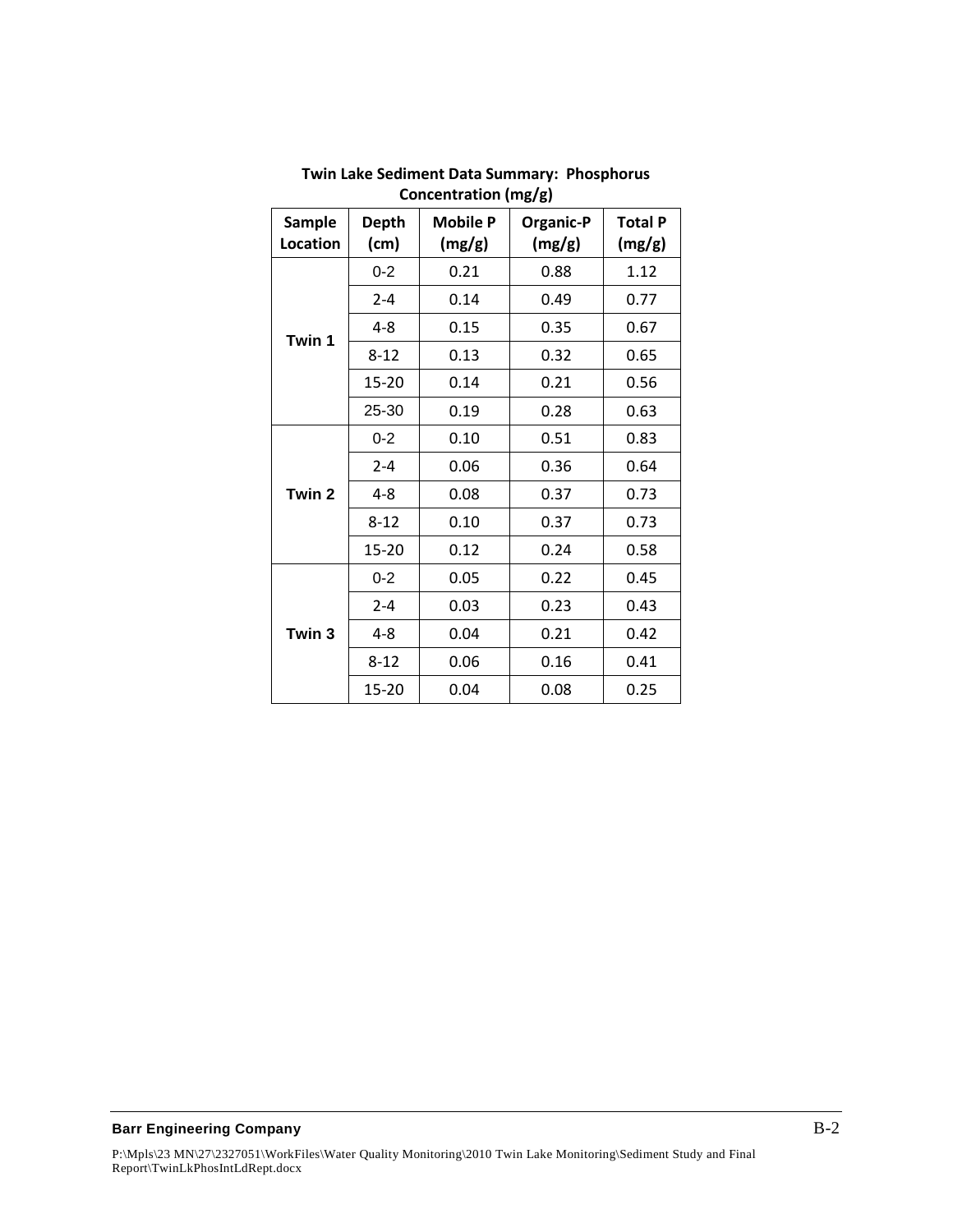**Twin Lake Sediment Data Summary: Phosphorus Concentration (mg/g)**

| Sample Location | Depth (cm) | Mobile P (mg/g) | Organic-P (mg/g) | Total P (mg/g) |
|---|---|---|---|---|
| Twin 1 | 0-2 | 0.21 | 0.88 | 1.12 |
| | 2-4 | 0.14 | 0.49 | 0.77 |
| | 4-8 | 0.15 | 0.35 | 0.67 |
| | 8-12 | 0.13 | 0.32 | 0.65 |
| | 15-20 | 0.14 | 0.21 | 0.56 |
| | 25-30 | 0.19 | 0.28 | 0.63 |
| Twin 2 | 0-2 | 0.10 | 0.51 | 0.83 |
| | 2-4 | 0.06 | 0.36 | 0.64 |
| | 4-8 | 0.08 | 0.37 | 0.73 |
| | 8-12 | 0.10 | 0.37 | 0.73 |
| | 15-20 | 0.12 | 0.24 | 0.58 |
| Twin 3 | 0-2 | 0.05 | 0.22 | 0.45 |
| | 2-4 | 0.03 | 0.23 | 0.43 |
| | 4-8 | 0.04 | 0.21 | 0.42 |
| | 8-12 | 0.06 | 0.16 | 0.41 |
| | 15-20 | 0.04 | 0.08 | 0.25 |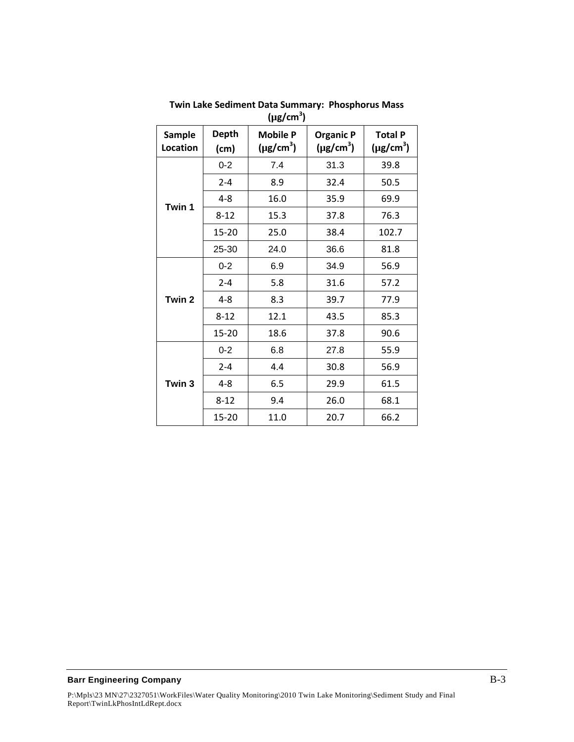**Twin Lake Sediment Data Summary: Phosphorus Mass ($\mu g/cm^3$)**

| Sample Location | Depth (cm) | Mobile P ($\mu g/cm^3$) | Organic P ($\mu g/cm^3$) | Total P ($\mu g/cm^3$) |
|---|---|---|---|---|
| Twin 1 | 0-2 | 7.4 | 31.3 | 39.8 |
| | 2-4 | 8.9 | 32.4 | 50.5 |
| | 4-8 | 16.0 | 35.9 | 69.9 |
| | 8-12 | 15.3 | 37.8 | 76.3 |
| | 15-20 | 25.0 | 38.4 | 102.7 |
| | 25-30 | 24.0 | 36.6 | 81.8 |
| Twin 2 | 0-2 | 6.9 | 34.9 | 56.9 |
| | 2-4 | 5.8 | 31.6 | 57.2 |
| | 4-8 | 8.3 | 39.7 | 77.9 |
| | 8-12 | 12.1 | 43.5 | 85.3 |
| | 15-20 | 18.6 | 37.8 | 90.6 |
| Twin 3 | 0-2 | 6.8 | 27.8 | 55.9 |
| | 2-4 | 4.4 | 30.8 | 56.9 |
| | 4-8 | 6.5 | 29.9 | 61.5 |
| | 8-12 | 9.4 | 26.0 | 68.1 |
| | 15-20 | 11.0 | 20.7 | 66.2 |